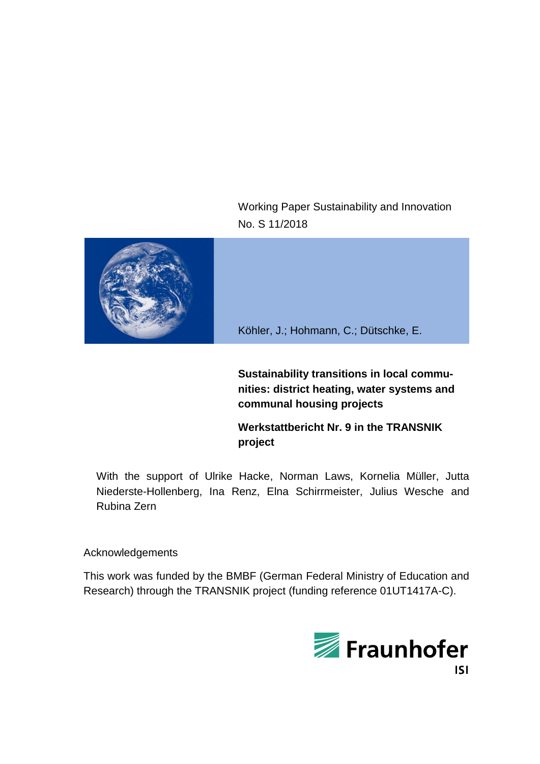Working Paper Sustainability and Innovation
No. S 11/2018

Köhler, J.; Hohmann, C.; Dütschke, E.

# Sustainability transitions in local communities: district heating, water systems and communal housing projects

## Werkstattbericht Nr. 9 in the TRANSNIK project

With the support of Ulrike Hacke, Norman Laws, Kornelia Müller, Jutta Niederste-Hollenberg, Ina Renz, Elna Schirrmeister, Julius Wesche and Rubina Zern

Acknowledgements

This work was funded by the BMBF (German Federal Ministry of Education and Research) through the TRANSNIK project (funding reference 01UT1417A-C).

Fraunhofer ISI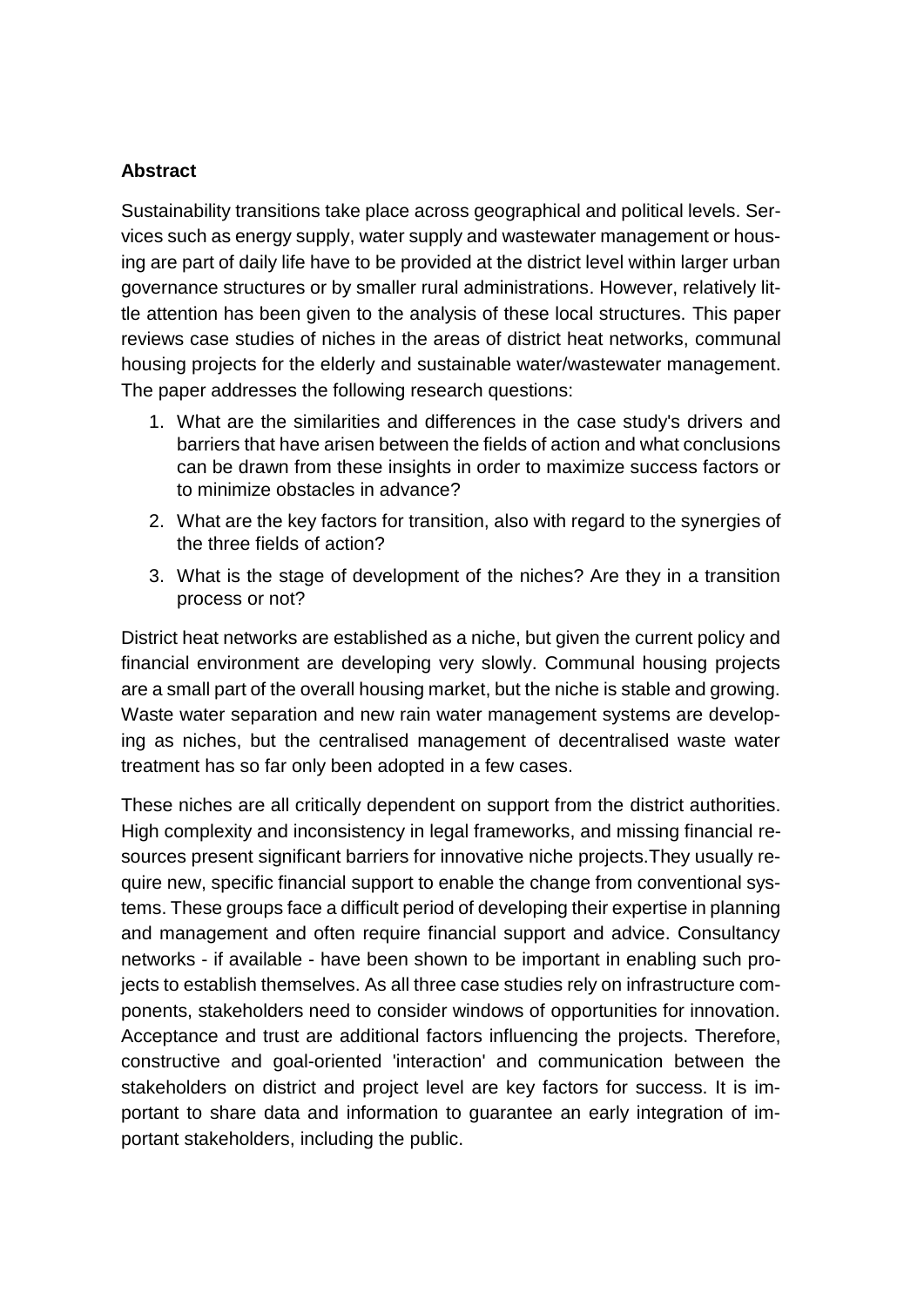**Abstract**

Sustainability transitions take place across geographical and political levels. Services such as energy supply, water supply and wastewater management or housing are part of daily life have to be provided at the district level within larger urban governance structures or by smaller rural administrations. However, relatively little attention has been given to the analysis of these local structures. This paper reviews case studies of niches in the areas of district heat networks, communal housing projects for the elderly and sustainable water/wastewater management. The paper addresses the following research questions:

1. What are the similarities and differences in the case study's drivers and barriers that have arisen between the fields of action and what conclusions can be drawn from these insights in order to maximize success factors or to minimize obstacles in advance?
2. What are the key factors for transition, also with regard to the synergies of the three fields of action?
3. What is the stage of development of the niches? Are they in a transition process or not?

District heat networks are established as a niche, but given the current policy and financial environment are developing very slowly. Communal housing projects are a small part of the overall housing market, but the niche is stable and growing. Waste water separation and new rain water management systems are developing as niches, but the centralised management of decentralised waste water treatment has so far only been adopted in a few cases.

These niches are all critically dependent on support from the district authorities. High complexity and inconsistency in legal frameworks, and missing financial resources present significant barriers for innovative niche projects.They usually require new, specific financial support to enable the change from conventional systems. These groups face a difficult period of developing their expertise in planning and management and often require financial support and advice. Consultancy networks - if available - have been shown to be important in enabling such projects to establish themselves. As all three case studies rely on infrastructure components, stakeholders need to consider windows of opportunities for innovation. Acceptance and trust are additional factors influencing the projects. Therefore, constructive and goal-oriented 'interaction' and communication between the stakeholders on district and project level are key factors for success. It is important to share data and information to guarantee an early integration of important stakeholders, including the public.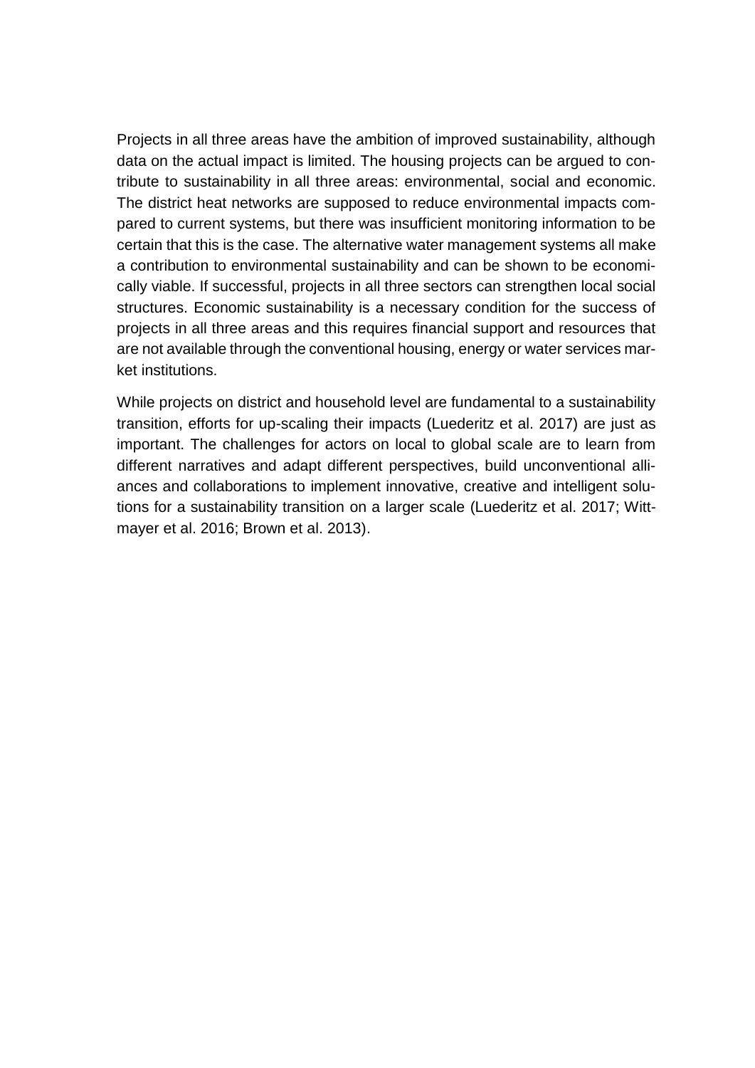Projects in all three areas have the ambition of improved sustainability, although data on the actual impact is limited. The housing projects can be argued to contribute to sustainability in all three areas: environmental, social and economic. The district heat networks are supposed to reduce environmental impacts compared to current systems, but there was insufficient monitoring information to be certain that this is the case. The alternative water management systems all make a contribution to environmental sustainability and can be shown to be economically viable. If successful, projects in all three sectors can strengthen local social structures. Economic sustainability is a necessary condition for the success of projects in all three areas and this requires financial support and resources that are not available through the conventional housing, energy or water services market institutions.

While projects on district and household level are fundamental to a sustainability transition, efforts for up-scaling their impacts (Luederitz et al. 2017) are just as important. The challenges for actors on local to global scale are to learn from different narratives and adapt different perspectives, build unconventional alliances and collaborations to implement innovative, creative and intelligent solutions for a sustainability transition on a larger scale (Luederitz et al. 2017; Wittmayer et al. 2016; Brown et al. 2013).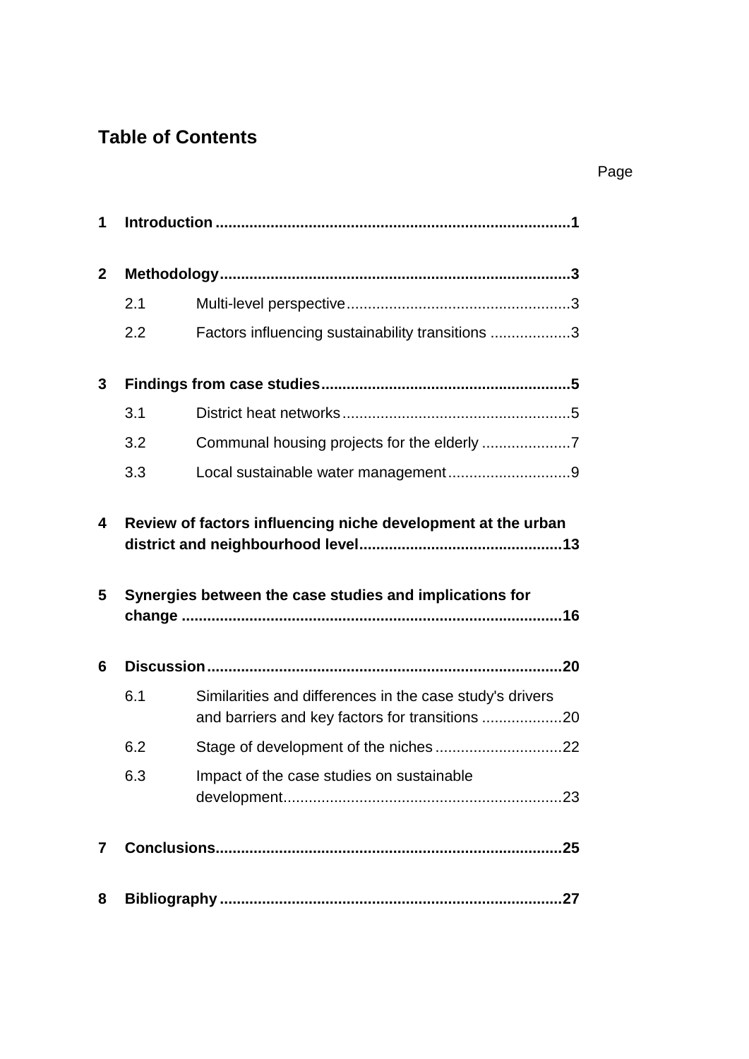## Table of Contents

Page

**1 Introduction** .......... **1**

**2 Methodology** .......... **3**

- 2.1 Multi-level perspective .......... 3
- 2.2 Factors influencing sustainability transitions .......... 3

**3 Findings from case studies** .......... **5**

- 3.1 District heat networks .......... 5
- 3.2 Communal housing projects for the elderly .......... 7
- 3.3 Local sustainable water management .......... 9

**4 Review of factors influencing niche development at the urban district and neighbourhood level** .......... **13**

**5 Synergies between the case studies and implications for change** .......... **16**

**6 Discussion** .......... **20**

- 6.1 Similarities and differences in the case study's drivers and barriers and key factors for transitions .......... 20
- 6.2 Stage of development of the niches .......... 22
- 6.3 Impact of the case studies on sustainable development .......... 23

**7 Conclusions** .......... **25**

**8 Bibliography** .......... **27**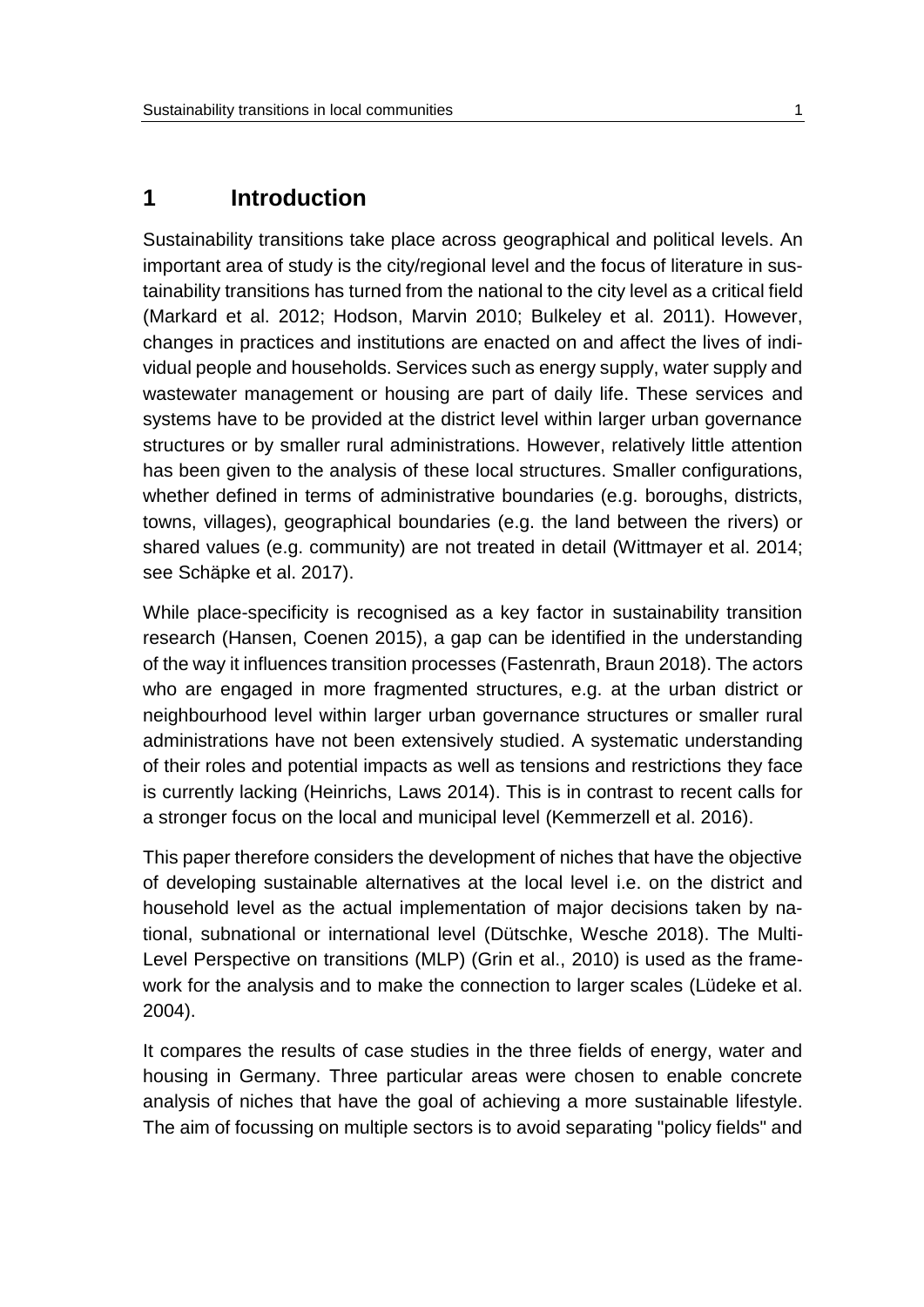# 1 Introduction

Sustainability transitions take place across geographical and political levels. An important area of study is the city/regional level and the focus of literature in sustainability transitions has turned from the national to the city level as a critical field (Markard et al. 2012; Hodson, Marvin 2010; Bulkeley et al. 2011). However, changes in practices and institutions are enacted on and affect the lives of individual people and households. Services such as energy supply, water supply and wastewater management or housing are part of daily life. These services and systems have to be provided at the district level within larger urban governance structures or by smaller rural administrations. However, relatively little attention has been given to the analysis of these local structures. Smaller configurations, whether defined in terms of administrative boundaries (e.g. boroughs, districts, towns, villages), geographical boundaries (e.g. the land between the rivers) or shared values (e.g. community) are not treated in detail (Wittmayer et al. 2014; see Schäpke et al. 2017).

While place-specificity is recognised as a key factor in sustainability transition research (Hansen, Coenen 2015), a gap can be identified in the understanding of the way it influences transition processes (Fastenrath, Braun 2018). The actors who are engaged in more fragmented structures, e.g. at the urban district or neighbourhood level within larger urban governance structures or smaller rural administrations have not been extensively studied. A systematic understanding of their roles and potential impacts as well as tensions and restrictions they face is currently lacking (Heinrichs, Laws 2014). This is in contrast to recent calls for a stronger focus on the local and municipal level (Kemmerzell et al. 2016).

This paper therefore considers the development of niches that have the objective of developing sustainable alternatives at the local level i.e. on the district and household level as the actual implementation of major decisions taken by national, subnational or international level (Dütschke, Wesche 2018). The Multi-Level Perspective on transitions (MLP) (Grin et al., 2010) is used as the framework for the analysis and to make the connection to larger scales (Lüdeke et al. 2004).

It compares the results of case studies in the three fields of energy, water and housing in Germany. Three particular areas were chosen to enable concrete analysis of niches that have the goal of achieving a more sustainable lifestyle. The aim of focussing on multiple sectors is to avoid separating "policy fields" and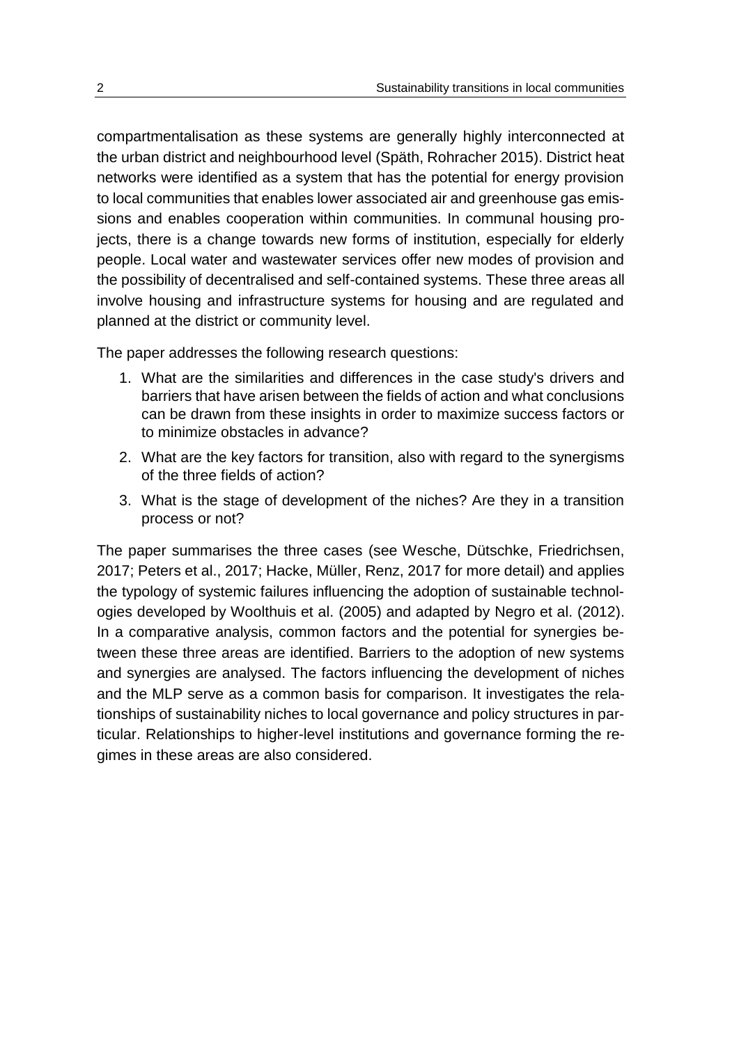compartmentalisation as these systems are generally highly interconnected at the urban district and neighbourhood level (Späth, Rohracher 2015). District heat networks were identified as a system that has the potential for energy provision to local communities that enables lower associated air and greenhouse gas emissions and enables cooperation within communities. In communal housing projects, there is a change towards new forms of institution, especially for elderly people. Local water and wastewater services offer new modes of provision and the possibility of decentralised and self-contained systems. These three areas all involve housing and infrastructure systems for housing and are regulated and planned at the district or community level.

The paper addresses the following research questions:

1. What are the similarities and differences in the case study's drivers and barriers that have arisen between the fields of action and what conclusions can be drawn from these insights in order to maximize success factors or to minimize obstacles in advance?
2. What are the key factors for transition, also with regard to the synergisms of the three fields of action?
3. What is the stage of development of the niches? Are they in a transition process or not?

The paper summarises the three cases (see Wesche, Dütschke, Friedrichsen, 2017; Peters et al., 2017; Hacke, Müller, Renz, 2017 for more detail) and applies the typology of systemic failures influencing the adoption of sustainable technologies developed by Woolthuis et al. (2005) and adapted by Negro et al. (2012). In a comparative analysis, common factors and the potential for synergies between these three areas are identified. Barriers to the adoption of new systems and synergies are analysed. The factors influencing the development of niches and the MLP serve as a common basis for comparison. It investigates the relationships of sustainability niches to local governance and policy structures in particular. Relationships to higher-level institutions and governance forming the regimes in these areas are also considered.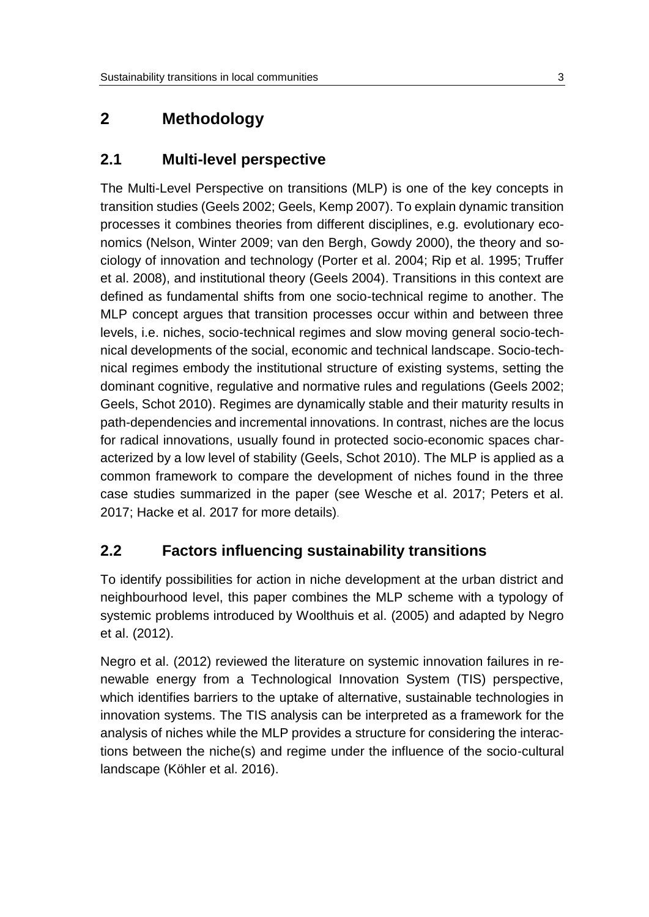## 2 Methodology

### 2.1 Multi-level perspective

The Multi-Level Perspective on transitions (MLP) is one of the key concepts in transition studies (Geels 2002; Geels, Kemp 2007). To explain dynamic transition processes it combines theories from different disciplines, e.g. evolutionary economics (Nelson, Winter 2009; van den Bergh, Gowdy 2000), the theory and sociology of innovation and technology (Porter et al. 2004; Rip et al. 1995; Truffer et al. 2008), and institutional theory (Geels 2004). Transitions in this context are defined as fundamental shifts from one socio-technical regime to another. The MLP concept argues that transition processes occur within and between three levels, i.e. niches, socio-technical regimes and slow moving general socio-technical developments of the social, economic and technical landscape. Socio-technical regimes embody the institutional structure of existing systems, setting the dominant cognitive, regulative and normative rules and regulations (Geels 2002; Geels, Schot 2010). Regimes are dynamically stable and their maturity results in path-dependencies and incremental innovations. In contrast, niches are the locus for radical innovations, usually found in protected socio-economic spaces characterized by a low level of stability (Geels, Schot 2010). The MLP is applied as a common framework to compare the development of niches found in the three case studies summarized in the paper (see Wesche et al. 2017; Peters et al. 2017; Hacke et al. 2017 for more details).

### 2.2 Factors influencing sustainability transitions

To identify possibilities for action in niche development at the urban district and neighbourhood level, this paper combines the MLP scheme with a typology of systemic problems introduced by Woolthuis et al. (2005) and adapted by Negro et al. (2012).

Negro et al. (2012) reviewed the literature on systemic innovation failures in renewable energy from a Technological Innovation System (TIS) perspective, which identifies barriers to the uptake of alternative, sustainable technologies in innovation systems. The TIS analysis can be interpreted as a framework for the analysis of niches while the MLP provides a structure for considering the interactions between the niche(s) and regime under the influence of the socio-cultural landscape (Köhler et al. 2016).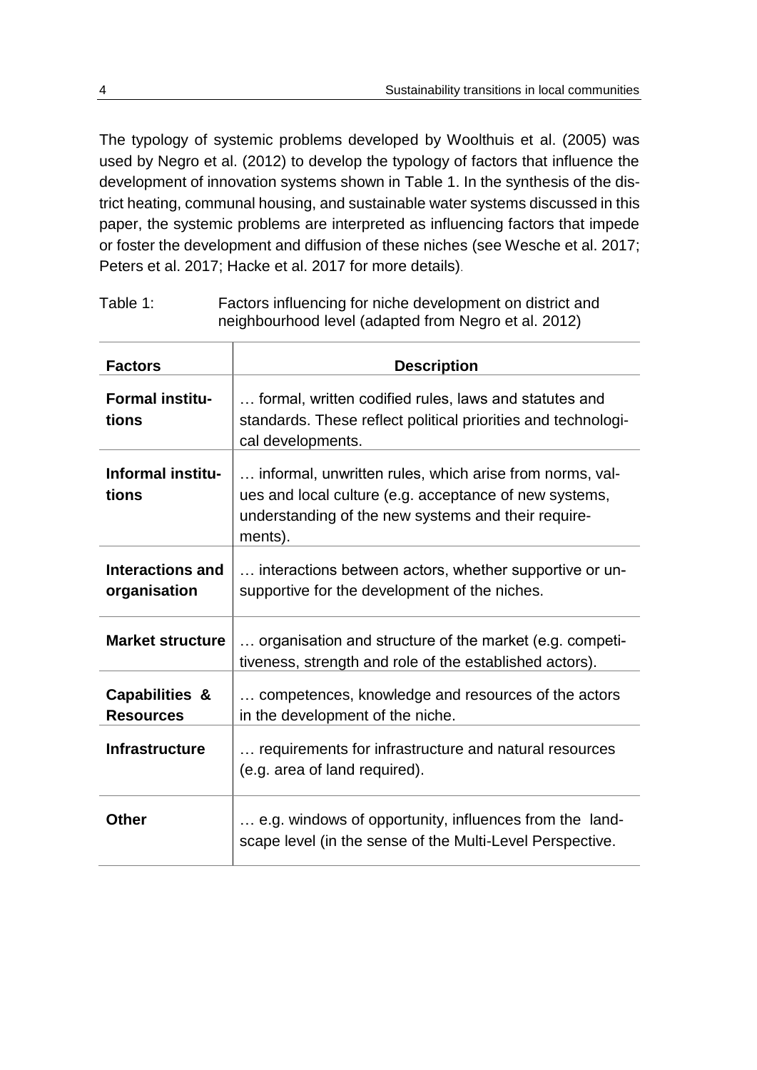The typology of systemic problems developed by Woolthuis et al. (2005) was used by Negro et al. (2012) to develop the typology of factors that influence the development of innovation systems shown in Table 1. In the synthesis of the district heating, communal housing, and sustainable water systems discussed in this paper, the systemic problems are interpreted as influencing factors that impede or foster the development and diffusion of these niches (see Wesche et al. 2017; Peters et al. 2017; Hacke et al. 2017 for more details).

Table 1: Factors influencing for niche development on district and neighbourhood level (adapted from Negro et al. 2012)

| **Factors** | **Description** |
|---|---|
| **Formal institutions** | … formal, written codified rules, laws and statutes and standards. These reflect political priorities and technological developments. |
| **Informal institutions** | … informal, unwritten rules, which arise from norms, values and local culture (e.g. acceptance of new systems, understanding of the new systems and their requirements). |
| **Interactions and organisation** | … interactions between actors, whether supportive or unsupportive for the development of the niches. |
| **Market structure** | … organisation and structure of the market (e.g. competitiveness, strength and role of the established actors). |
| **Capabilities & Resources** | … competences, knowledge and resources of the actors in the development of the niche. |
| **Infrastructure** | … requirements for infrastructure and natural resources (e.g. area of land required). |
| **Other** | … e.g. windows of opportunity, influences from the landscape level (in the sense of the Multi-Level Perspective. |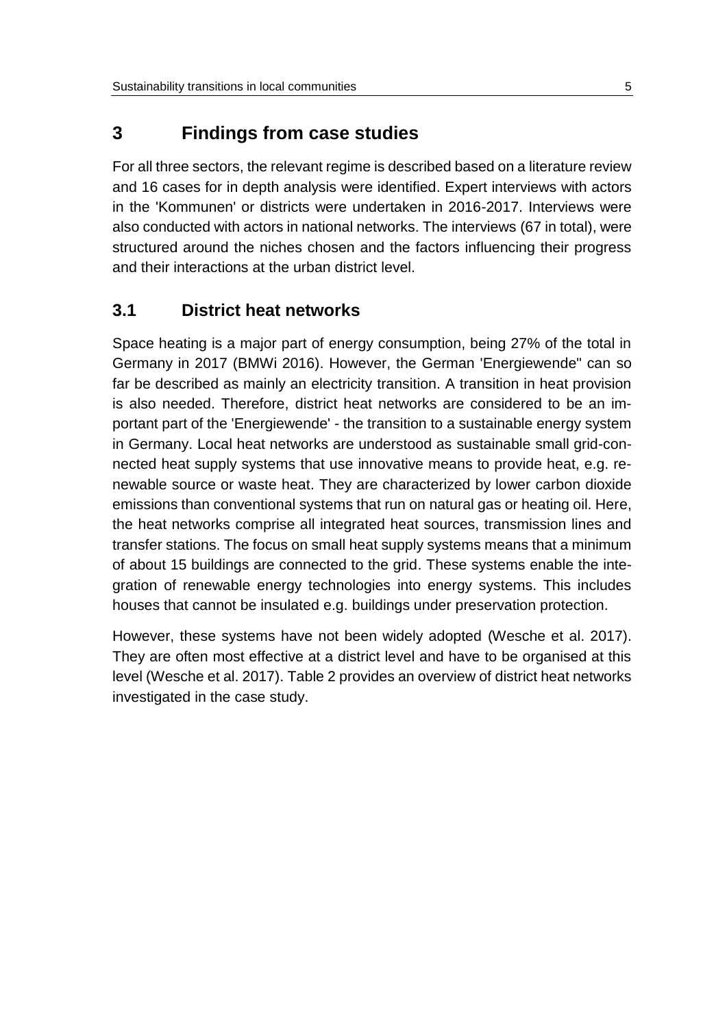# 3 Findings from case studies

For all three sectors, the relevant regime is described based on a literature review and 16 cases for in depth analysis were identified. Expert interviews with actors in the 'Kommunen' or districts were undertaken in 2016-2017. Interviews were also conducted with actors in national networks. The interviews (67 in total), were structured around the niches chosen and the factors influencing their progress and their interactions at the urban district level.

## 3.1 District heat networks

Space heating is a major part of energy consumption, being 27% of the total in Germany in 2017 (BMWi 2016). However, the German 'Energiewende" can so far be described as mainly an electricity transition. A transition in heat provision is also needed. Therefore, district heat networks are considered to be an important part of the 'Energiewende' - the transition to a sustainable energy system in Germany. Local heat networks are understood as sustainable small grid-connected heat supply systems that use innovative means to provide heat, e.g. renewable source or waste heat. They are characterized by lower carbon dioxide emissions than conventional systems that run on natural gas or heating oil. Here, the heat networks comprise all integrated heat sources, transmission lines and transfer stations. The focus on small heat supply systems means that a minimum of about 15 buildings are connected to the grid. These systems enable the integration of renewable energy technologies into energy systems. This includes houses that cannot be insulated e.g. buildings under preservation protection.

However, these systems have not been widely adopted (Wesche et al. 2017). They are often most effective at a district level and have to be organised at this level (Wesche et al. 2017). Table 2 provides an overview of district heat networks investigated in the case study.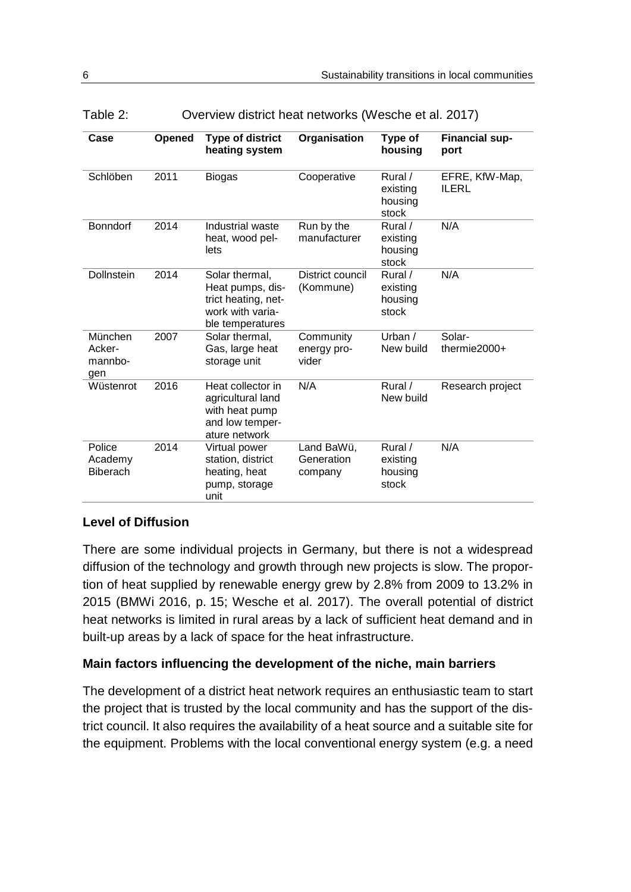Table 2: Overview district heat networks (Wesche et al. 2017)

| Case | Opened | Type of district heating system | Organisation | Type of housing | Financial support |
|---|---|---|---|---|---|
| Schlöben | 2011 | Biogas | Cooperative | Rural / existing housing stock | EFRE, KfW-Map, ILERL |
| Bonndorf | 2014 | Industrial waste heat, wood pellets | Run by the manufacturer | Rural / existing housing stock | N/A |
| Dollnstein | 2014 | Solar thermal, Heat pumps, district heating, network with variable temperatures | District council (Kommune) | Rural / existing housing stock | N/A |
| München Ackermannbogen | 2007 | Solar thermal, Gas, large heat storage unit | Community energy provider | Urban / New build | Solar-thermie2000+ |
| Wüstenrot | 2016 | Heat collector in agricultural land with heat pump and low temperature network | N/A | Rural / New build | Research project |
| Police Academy Biberach | 2014 | Virtual power station, district heating, heat pump, storage unit | Land BaWü, Generation company | Rural / existing housing stock | N/A |

**Level of Diffusion**

There are some individual projects in Germany, but there is not a widespread diffusion of the technology and growth through new projects is slow. The proportion of heat supplied by renewable energy grew by 2.8% from 2009 to 13.2% in 2015 (BMWi 2016, p. 15; Wesche et al. 2017). The overall potential of district heat networks is limited in rural areas by a lack of sufficient heat demand and in built-up areas by a lack of space for the heat infrastructure.

**Main factors influencing the development of the niche, main barriers**

The development of a district heat network requires an enthusiastic team to start the project that is trusted by the local community and has the support of the district council. It also requires the availability of a heat source and a suitable site for the equipment. Problems with the local conventional energy system (e.g. a need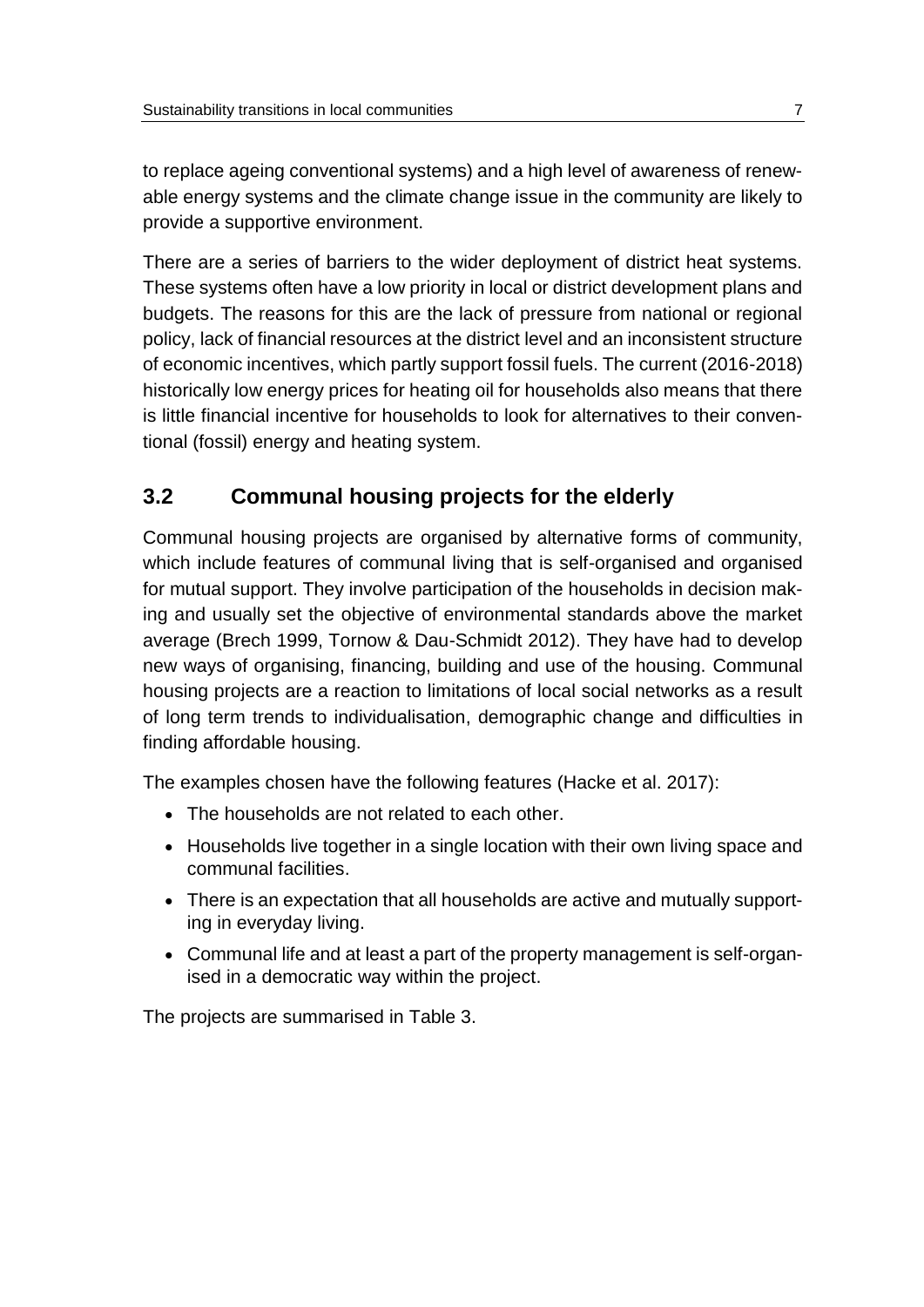to replace ageing conventional systems) and a high level of awareness of renewable energy systems and the climate change issue in the community are likely to provide a supportive environment.

There are a series of barriers to the wider deployment of district heat systems. These systems often have a low priority in local or district development plans and budgets. The reasons for this are the lack of pressure from national or regional policy, lack of financial resources at the district level and an inconsistent structure of economic incentives, which partly support fossil fuels. The current (2016-2018) historically low energy prices for heating oil for households also means that there is little financial incentive for households to look for alternatives to their conventional (fossil) energy and heating system.

## 3.2 Communal housing projects for the elderly

Communal housing projects are organised by alternative forms of community, which include features of communal living that is self-organised and organised for mutual support. They involve participation of the households in decision making and usually set the objective of environmental standards above the market average (Brech 1999, Tornow & Dau-Schmidt 2012). They have had to develop new ways of organising, financing, building and use of the housing. Communal housing projects are a reaction to limitations of local social networks as a result of long term trends to individualisation, demographic change and difficulties in finding affordable housing.

The examples chosen have the following features (Hacke et al. 2017):

- The households are not related to each other.
- Households live together in a single location with their own living space and communal facilities.
- There is an expectation that all households are active and mutually supporting in everyday living.
- Communal life and at least a part of the property management is self-organised in a democratic way within the project.

The projects are summarised in Table 3.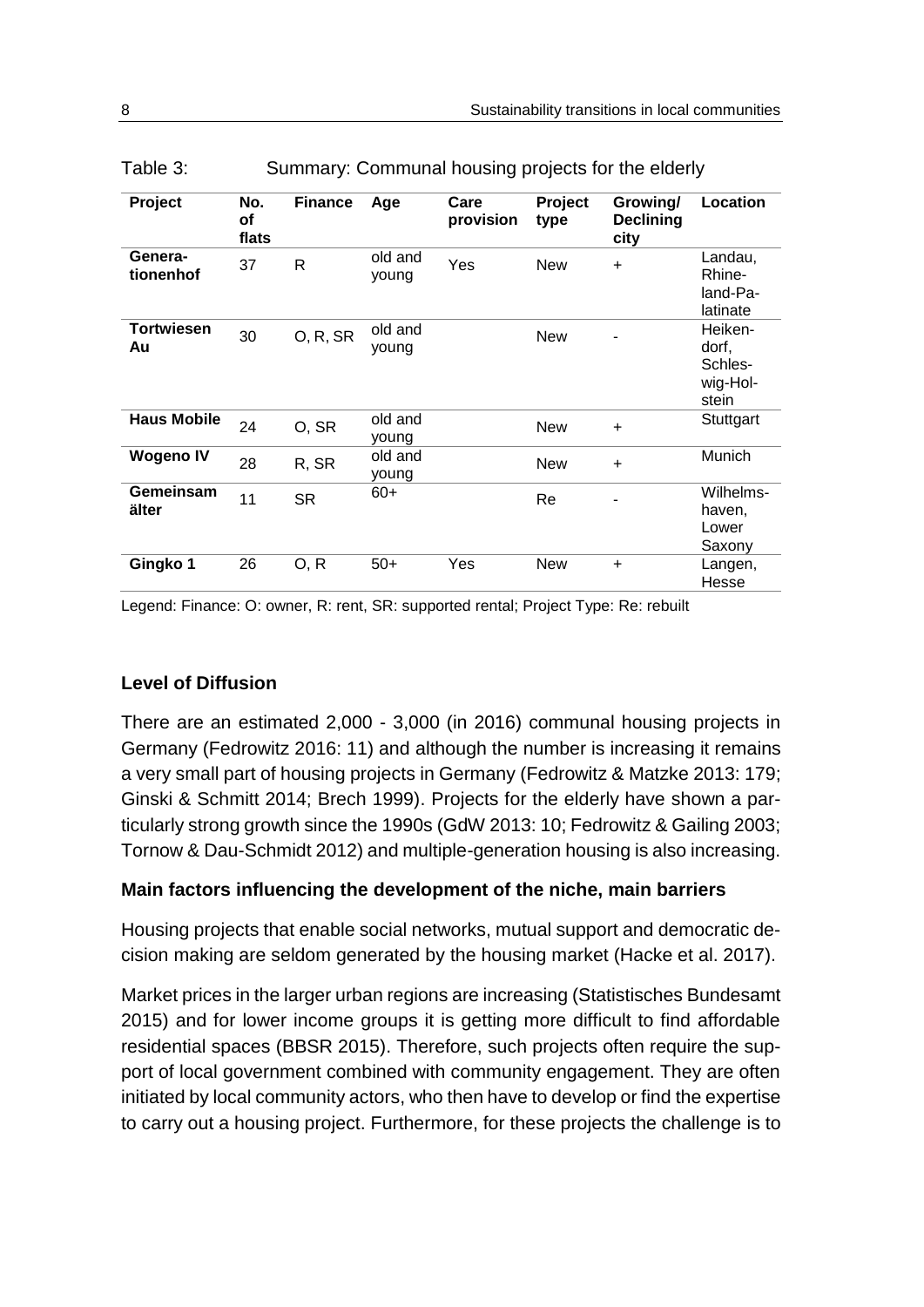Table 3: Summary: Communal housing projects for the elderly

| Project | No. of flats | Finance | Age | Care provision | Project type | Growing/ Declining city | Location |
|---|---|---|---|---|---|---|---|
| **Generationenhof** | 37 | R | old and young | Yes | New | + | Landau, Rhineland-Palatinate |
| **Tortwiesen Au** | 30 | O, R, SR | old and young | | New | - | Heikendorf, Schleswig-Holstein |
| **Haus Mobile** | 24 | O, SR | old and young | | New | + | Stuttgart |
| **Wogeno IV** | 28 | R, SR | old and young | | New | + | Munich |
| **Gemeinsam älter** | 11 | SR | 60+ | | Re | - | Wilhelmshaven, Lower Saxony |
| **Gingko 1** | 26 | O, R | 50+ | Yes | New | + | Langen, Hesse |

Legend: Finance: O: owner, R: rent, SR: supported rental; Project Type: Re: rebuilt

### Level of Diffusion

There are an estimated 2,000 - 3,000 (in 2016) communal housing projects in Germany (Fedrowitz 2016: 11) and although the number is increasing it remains a very small part of housing projects in Germany (Fedrowitz & Matzke 2013: 179; Ginski & Schmitt 2014; Brech 1999). Projects for the elderly have shown a particularly strong growth since the 1990s (GdW 2013: 10; Fedrowitz & Gailing 2003; Tornow & Dau-Schmidt 2012) and multiple-generation housing is also increasing.

### Main factors influencing the development of the niche, main barriers

Housing projects that enable social networks, mutual support and democratic decision making are seldom generated by the housing market (Hacke et al. 2017).

Market prices in the larger urban regions are increasing (Statistisches Bundesamt 2015) and for lower income groups it is getting more difficult to find affordable residential spaces (BBSR 2015). Therefore, such projects often require the support of local government combined with community engagement. They are often initiated by local community actors, who then have to develop or find the expertise to carry out a housing project. Furthermore, for these projects the challenge is to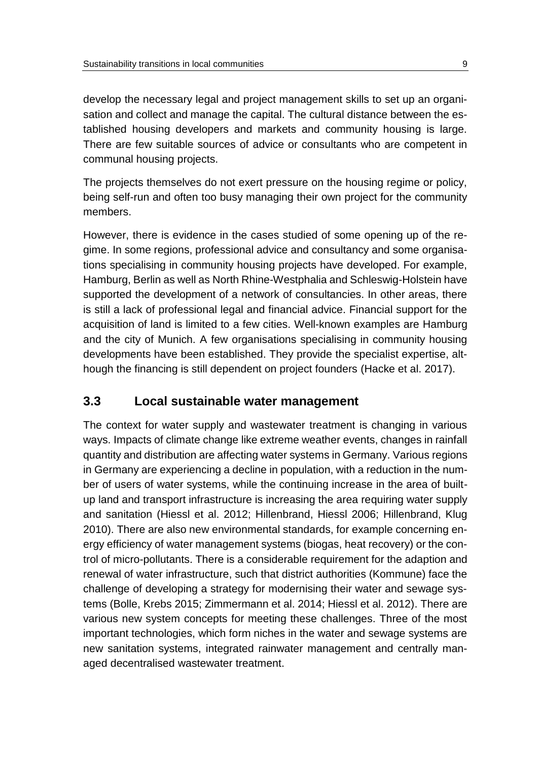develop the necessary legal and project management skills to set up an organisation and collect and manage the capital. The cultural distance between the established housing developers and markets and community housing is large. There are few suitable sources of advice or consultants who are competent in communal housing projects.

The projects themselves do not exert pressure on the housing regime or policy, being self-run and often too busy managing their own project for the community members.

However, there is evidence in the cases studied of some opening up of the regime. In some regions, professional advice and consultancy and some organisations specialising in community housing projects have developed. For example, Hamburg, Berlin as well as North Rhine-Westphalia and Schleswig-Holstein have supported the development of a network of consultancies. In other areas, there is still a lack of professional legal and financial advice. Financial support for the acquisition of land is limited to a few cities. Well-known examples are Hamburg and the city of Munich. A few organisations specialising in community housing developments have been established. They provide the specialist expertise, although the financing is still dependent on project founders (Hacke et al. 2017).

## 3.3 Local sustainable water management

The context for water supply and wastewater treatment is changing in various ways. Impacts of climate change like extreme weather events, changes in rainfall quantity and distribution are affecting water systems in Germany. Various regions in Germany are experiencing a decline in population, with a reduction in the number of users of water systems, while the continuing increase in the area of built-up land and transport infrastructure is increasing the area requiring water supply and sanitation (Hiessl et al. 2012; Hillenbrand, Hiessl 2006; Hillenbrand, Klug 2010). There are also new environmental standards, for example concerning energy efficiency of water management systems (biogas, heat recovery) or the control of micro-pollutants. There is a considerable requirement for the adaption and renewal of water infrastructure, such that district authorities (Kommune) face the challenge of developing a strategy for modernising their water and sewage systems (Bolle, Krebs 2015; Zimmermann et al. 2014; Hiessl et al. 2012). There are various new system concepts for meeting these challenges. Three of the most important technologies, which form niches in the water and sewage systems are new sanitation systems, integrated rainwater management and centrally managed decentralised wastewater treatment.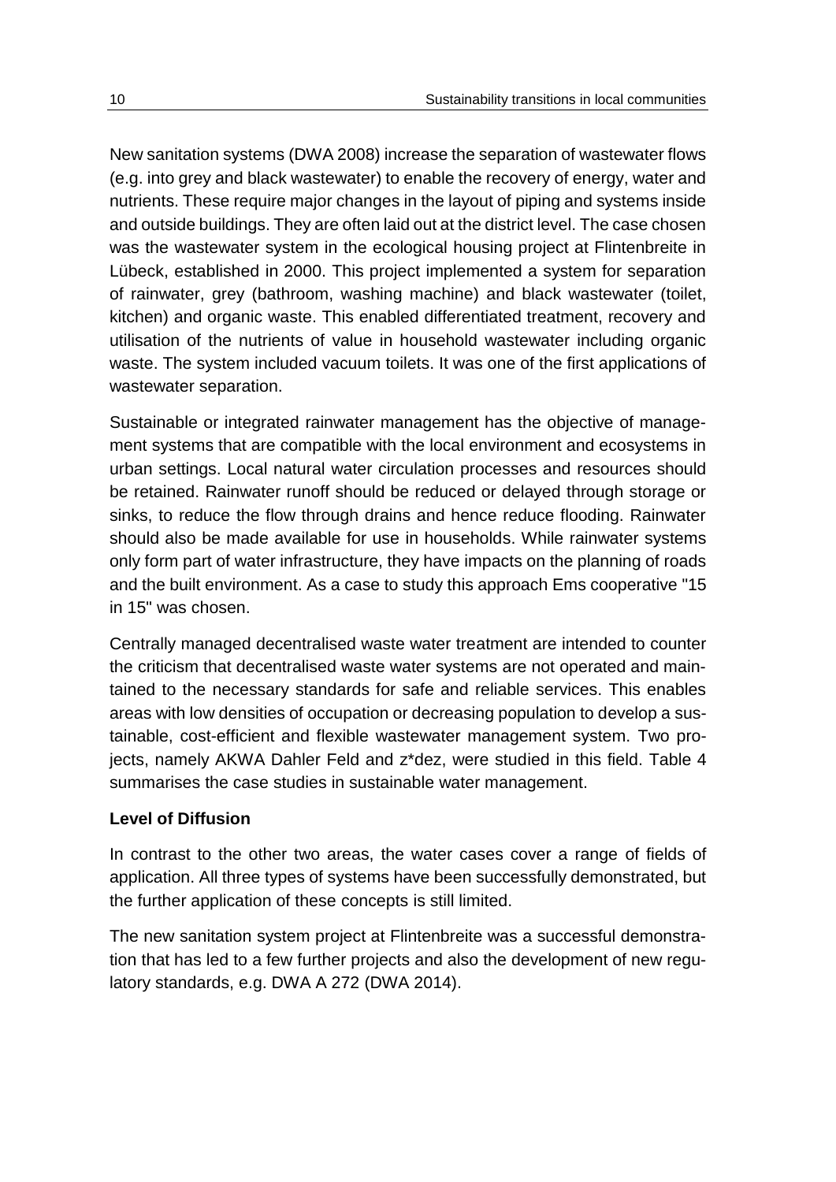New sanitation systems (DWA 2008) increase the separation of wastewater flows (e.g. into grey and black wastewater) to enable the recovery of energy, water and nutrients. These require major changes in the layout of piping and systems inside and outside buildings. They are often laid out at the district level. The case chosen was the wastewater system in the ecological housing project at Flintenbreite in Lübeck, established in 2000. This project implemented a system for separation of rainwater, grey (bathroom, washing machine) and black wastewater (toilet, kitchen) and organic waste. This enabled differentiated treatment, recovery and utilisation of the nutrients of value in household wastewater including organic waste. The system included vacuum toilets. It was one of the first applications of wastewater separation.

Sustainable or integrated rainwater management has the objective of management systems that are compatible with the local environment and ecosystems in urban settings. Local natural water circulation processes and resources should be retained. Rainwater runoff should be reduced or delayed through storage or sinks, to reduce the flow through drains and hence reduce flooding. Rainwater should also be made available for use in households. While rainwater systems only form part of water infrastructure, they have impacts on the planning of roads and the built environment. As a case to study this approach Ems cooperative "15 in 15" was chosen.

Centrally managed decentralised waste water treatment are intended to counter the criticism that decentralised waste water systems are not operated and maintained to the necessary standards for safe and reliable services. This enables areas with low densities of occupation or decreasing population to develop a sustainable, cost-efficient and flexible wastewater management system. Two projects, namely AKWA Dahler Feld and z*dez, were studied in this field. Table 4 summarises the case studies in sustainable water management.

**Level of Diffusion**

In contrast to the other two areas, the water cases cover a range of fields of application. All three types of systems have been successfully demonstrated, but the further application of these concepts is still limited.

The new sanitation system project at Flintenbreite was a successful demonstration that has led to a few further projects and also the development of new regulatory standards, e.g. DWA A 272 (DWA 2014).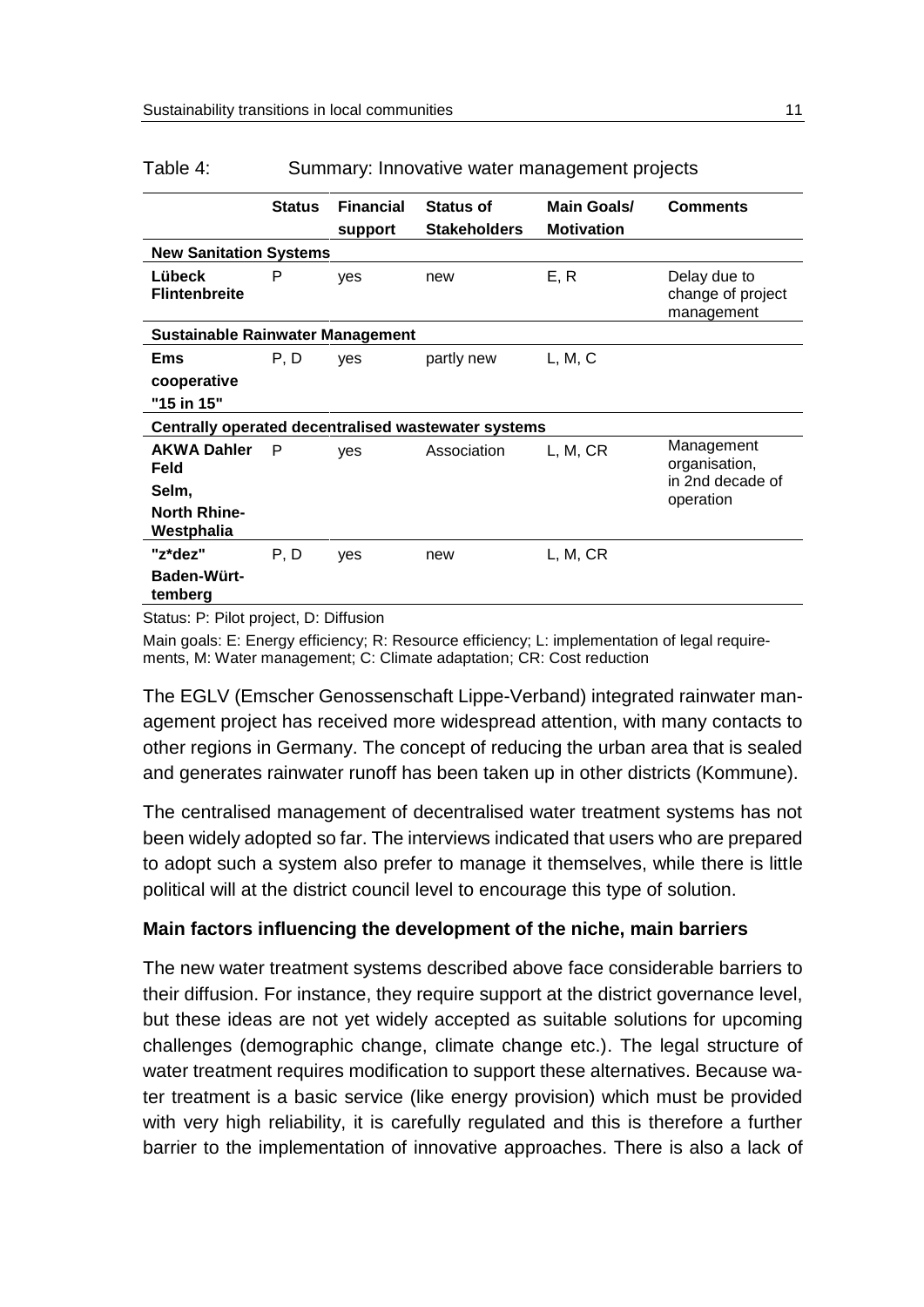Table 4: Summary: Innovative water management projects

| | Status | Financial support | Status of Stakeholders | Main Goals/ Motivation | Comments |
|---|---|---|---|---|---|
| **New Sanitation Systems** | | | | | |
| **Lübeck Flintenbreite** | P | yes | new | E, R | Delay due to change of project management |
| **Sustainable Rainwater Management** | | | | | |
| **Ems cooperative "15 in 15"** | P, D | yes | partly new | L, M, C | |
| **Centrally operated decentralised wastewater systems** | | | | | |
| **AKWA Dahler Feld Selm, North Rhine-Westphalia** | P | yes | Association | L, M, CR | Management organisation, in 2nd decade of operation |
| **"z*dez" Baden-Württemberg** | P, D | yes | new | L, M, CR | |

Status: P: Pilot project, D: Diffusion

Main goals: E: Energy efficiency; R: Resource efficiency; L: implementation of legal requirements, M: Water management; C: Climate adaptation; CR: Cost reduction

The EGLV (Emscher Genossenschaft Lippe-Verband) integrated rainwater management project has received more widespread attention, with many contacts to other regions in Germany. The concept of reducing the urban area that is sealed and generates rainwater runoff has been taken up in other districts (Kommune).

The centralised management of decentralised water treatment systems has not been widely adopted so far. The interviews indicated that users who are prepared to adopt such a system also prefer to manage it themselves, while there is little political will at the district council level to encourage this type of solution.

### Main factors influencing the development of the niche, main barriers

The new water treatment systems described above face considerable barriers to their diffusion. For instance, they require support at the district governance level, but these ideas are not yet widely accepted as suitable solutions for upcoming challenges (demographic change, climate change etc.). The legal structure of water treatment requires modification to support these alternatives. Because water treatment is a basic service (like energy provision) which must be provided with very high reliability, it is carefully regulated and this is therefore a further barrier to the implementation of innovative approaches. There is also a lack of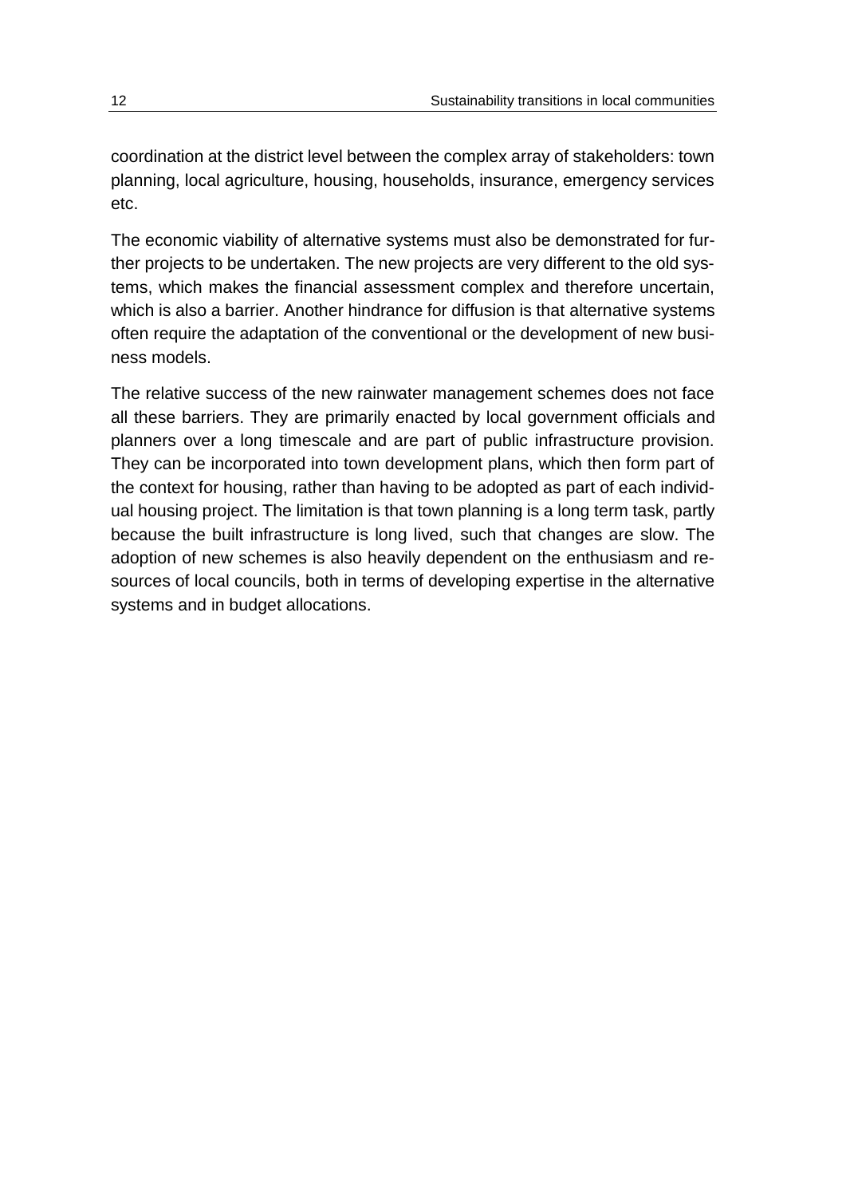coordination at the district level between the complex array of stakeholders: town planning, local agriculture, housing, households, insurance, emergency services etc.

The economic viability of alternative systems must also be demonstrated for further projects to be undertaken. The new projects are very different to the old systems, which makes the financial assessment complex and therefore uncertain, which is also a barrier. Another hindrance for diffusion is that alternative systems often require the adaptation of the conventional or the development of new business models.

The relative success of the new rainwater management schemes does not face all these barriers. They are primarily enacted by local government officials and planners over a long timescale and are part of public infrastructure provision. They can be incorporated into town development plans, which then form part of the context for housing, rather than having to be adopted as part of each individual housing project. The limitation is that town planning is a long term task, partly because the built infrastructure is long lived, such that changes are slow. The adoption of new schemes is also heavily dependent on the enthusiasm and resources of local councils, both in terms of developing expertise in the alternative systems and in budget allocations.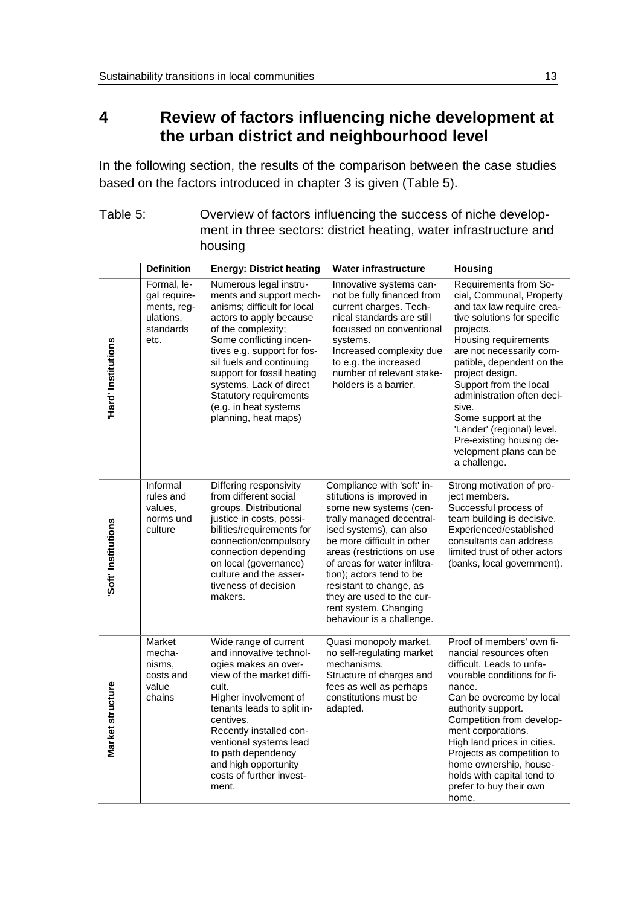# 4 Review of factors influencing niche development at the urban district and neighbourhood level

In the following section, the results of the comparison between the case studies based on the factors introduced in chapter 3 is given (Table 5).

Table 5: Overview of factors influencing the success of niche development in three sectors: district heating, water infrastructure and housing

| | Definition | Energy: District heating | Water infrastructure | Housing |
|---|---|---|---|---|
| 'Hard' Institutions | Formal, legal requirements, regulations, standards etc. | Numerous legal instruments and support mechanisms; difficult for local actors to apply because of the complexity; Some conflicting incentives e.g. support for fossil fuels and continuing support for fossil heating systems. Lack of direct Statutory requirements (e.g. in heat systems planning, heat maps) | Innovative systems cannot be fully financed from current charges. Technical standards are still focussed on conventional systems. Increased complexity due to e.g. the increased number of relevant stakeholders is a barrier. | Requirements from Social, Communal, Property and tax law require creative solutions for specific projects. Housing requirements are not necessarily compatible, dependent on the project design. Support from the local administration often decisive. Some support at the 'Länder' (regional) level. Pre-existing housing development plans can be a challenge. |
| 'Soft' Institutions | Informal rules and values, norms und culture | Differing responsivity from different social groups. Distributional justice in costs, possibilities/requirements for connection/compulsory connection depending on local (governance) culture and the assertiveness of decision makers. | Compliance with 'soft' institutions is improved in some new systems (centrally managed decentralised systems), can also be more difficult in other areas (restrictions on use of areas for water infiltration); actors tend to be resistant to change, as they are used to the current system. Changing behaviour is a challenge. | Strong motivation of project members. Successful process of team building is decisive. Experienced/established consultants can address limited trust of other actors (banks, local government). |
| Market structure | Market mechanisms, costs and value chains | Wide range of current and innovative technologies makes an overview of the market difficult. Higher involvement of tenants leads to split incentives. Recently installed conventional systems lead to path dependency and high opportunity costs of further investment. | Quasi monopoly market. no self-regulating market mechanisms. Structure of charges and fees as well as perhaps constitutions must be adapted. | Proof of members' own financial resources often difficult. Leads to unfavourable conditions for finance. Can be overcome by local authority support. Competition from development corporations. High land prices in cities. Projects as competition to home ownership, households with capital tend to prefer to buy their own home. |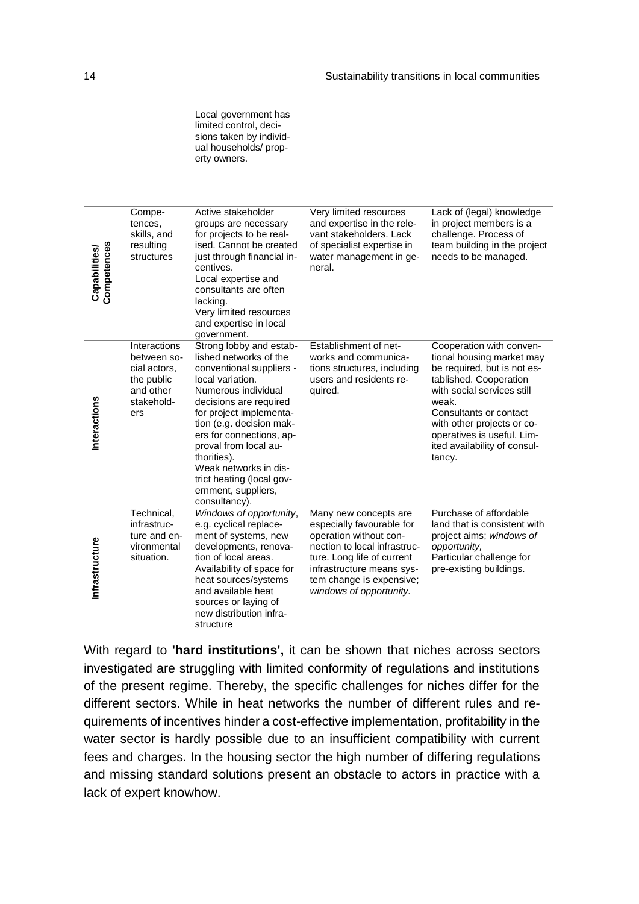| | | | | |
|---|---|---|---|---|
| | | Local government has limited control, decisions taken by individual households/ property owners. | | |
| Capabilities/ Competences | Competences, skills, and resulting structures | Active stakeholder groups are necessary for projects to be realised. Cannot be created just through financial incentives. Local expertise and consultants are often lacking. Very limited resources and expertise in local government. | Very limited resources and expertise in the relevant stakeholders. Lack of specialist expertise in water management in general. | Lack of (legal) knowledge in project members is a challenge. Process of team building in the project needs to be managed. |
| Interactions | Interactions between social actors, the public and other stakeholders | Strong lobby and established networks of the conventional suppliers - local variation. Numerous individual decisions are required for project implementation (e.g. decision makers for connections, approval from local authorities). Weak networks in district heating (local government, suppliers, consultancy). | Establishment of networks and communications structures, including users and residents required. | Cooperation with conventional housing market may be required, but is not established. Cooperation with social services still weak. Consultants or contact with other projects or cooperatives is useful. Limited availability of consultancy. |
| Infrastructure | Technical, infrastructure and environmental situation. | *Windows of opportunity*, e.g. cyclical replacement of systems, new developments, renovation of local areas. Availability of space for heat sources/systems and available heat sources or laying of new distribution infrastructure | Many new concepts are especially favourable for operation without connection to local infrastructure. Long life of current infrastructure means system change is expensive; *windows of opportunity.* | Purchase of affordable land that is consistent with project aims; *windows of opportunity,* Particular challenge for pre-existing buildings. |

With regard to **'hard institutions',** it can be shown that niches across sectors investigated are struggling with limited conformity of regulations and institutions of the present regime. Thereby, the specific challenges for niches differ for the different sectors. While in heat networks the number of different rules and requirements of incentives hinder a cost-effective implementation, profitability in the water sector is hardly possible due to an insufficient compatibility with current fees and charges. In the housing sector the high number of differing regulations and missing standard solutions present an obstacle to actors in practice with a lack of expert knowhow.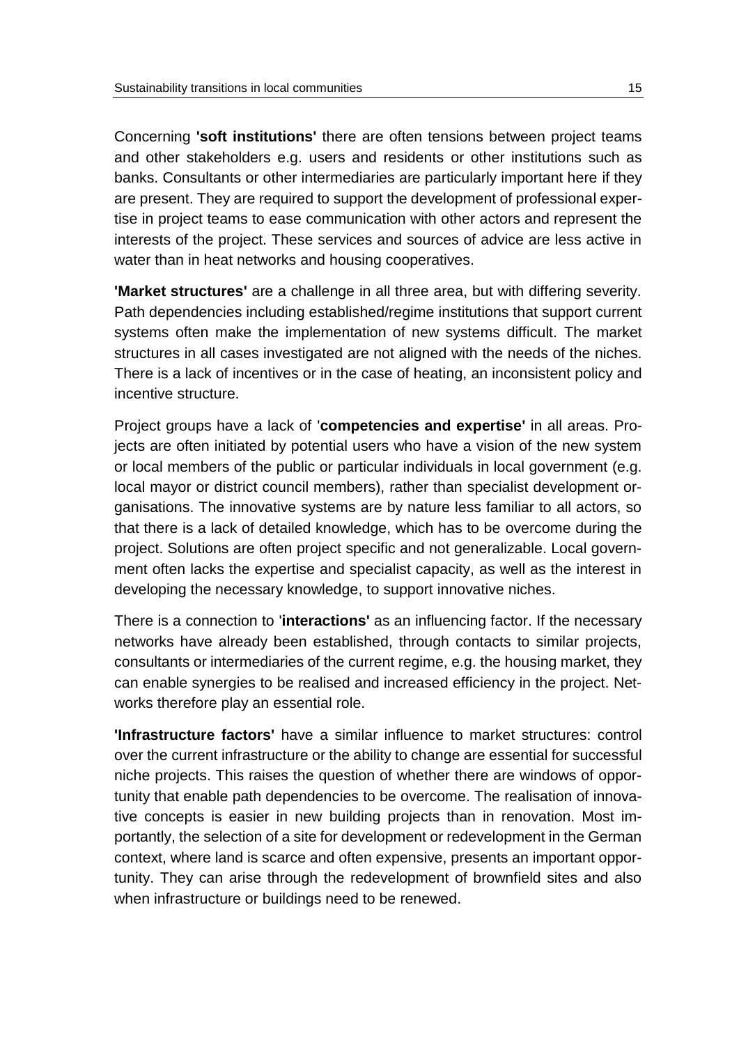Concerning **'soft institutions'** there are often tensions between project teams and other stakeholders e.g. users and residents or other institutions such as banks. Consultants or other intermediaries are particularly important here if they are present. They are required to support the development of professional expertise in project teams to ease communication with other actors and represent the interests of the project. These services and sources of advice are less active in water than in heat networks and housing cooperatives.

**'Market structures'** are a challenge in all three area, but with differing severity. Path dependencies including established/regime institutions that support current systems often make the implementation of new systems difficult. The market structures in all cases investigated are not aligned with the needs of the niches. There is a lack of incentives or in the case of heating, an inconsistent policy and incentive structure.

Project groups have a lack of '**competencies and expertise'** in all areas. Projects are often initiated by potential users who have a vision of the new system or local members of the public or particular individuals in local government (e.g. local mayor or district council members), rather than specialist development organisations. The innovative systems are by nature less familiar to all actors, so that there is a lack of detailed knowledge, which has to be overcome during the project. Solutions are often project specific and not generalizable. Local government often lacks the expertise and specialist capacity, as well as the interest in developing the necessary knowledge, to support innovative niches.

There is a connection to '**interactions'** as an influencing factor. If the necessary networks have already been established, through contacts to similar projects, consultants or intermediaries of the current regime, e.g. the housing market, they can enable synergies to be realised and increased efficiency in the project. Networks therefore play an essential role.

**'Infrastructure factors'** have a similar influence to market structures: control over the current infrastructure or the ability to change are essential for successful niche projects. This raises the question of whether there are windows of opportunity that enable path dependencies to be overcome. The realisation of innovative concepts is easier in new building projects than in renovation. Most importantly, the selection of a site for development or redevelopment in the German context, where land is scarce and often expensive, presents an important opportunity. They can arise through the redevelopment of brownfield sites and also when infrastructure or buildings need to be renewed.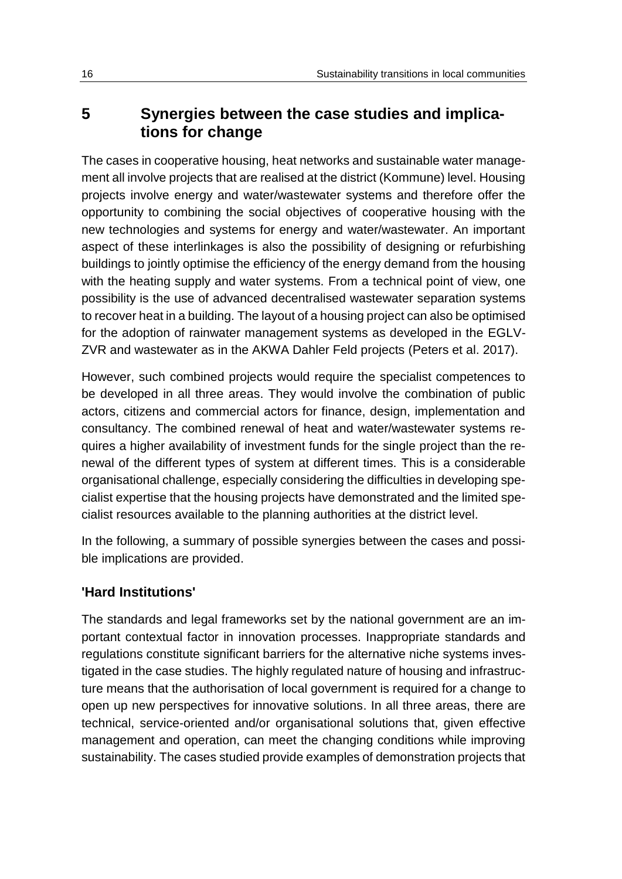## 5 Synergies between the case studies and implications for change

The cases in cooperative housing, heat networks and sustainable water management all involve projects that are realised at the district (Kommune) level. Housing projects involve energy and water/wastewater systems and therefore offer the opportunity to combining the social objectives of cooperative housing with the new technologies and systems for energy and water/wastewater. An important aspect of these interlinkages is also the possibility of designing or refurbishing buildings to jointly optimise the efficiency of the energy demand from the housing with the heating supply and water systems. From a technical point of view, one possibility is the use of advanced decentralised wastewater separation systems to recover heat in a building. The layout of a housing project can also be optimised for the adoption of rainwater management systems as developed in the EGLV-ZVR and wastewater as in the AKWA Dahler Feld projects (Peters et al. 2017).

However, such combined projects would require the specialist competences to be developed in all three areas. They would involve the combination of public actors, citizens and commercial actors for finance, design, implementation and consultancy. The combined renewal of heat and water/wastewater systems requires a higher availability of investment funds for the single project than the renewal of the different types of system at different times. This is a considerable organisational challenge, especially considering the difficulties in developing specialist expertise that the housing projects have demonstrated and the limited specialist resources available to the planning authorities at the district level.

In the following, a summary of possible synergies between the cases and possible implications are provided.

**'Hard Institutions'**

The standards and legal frameworks set by the national government are an important contextual factor in innovation processes. Inappropriate standards and regulations constitute significant barriers for the alternative niche systems investigated in the case studies. The highly regulated nature of housing and infrastructure means that the authorisation of local government is required for a change to open up new perspectives for innovative solutions. In all three areas, there are technical, service-oriented and/or organisational solutions that, given effective management and operation, can meet the changing conditions while improving sustainability. The cases studied provide examples of demonstration projects that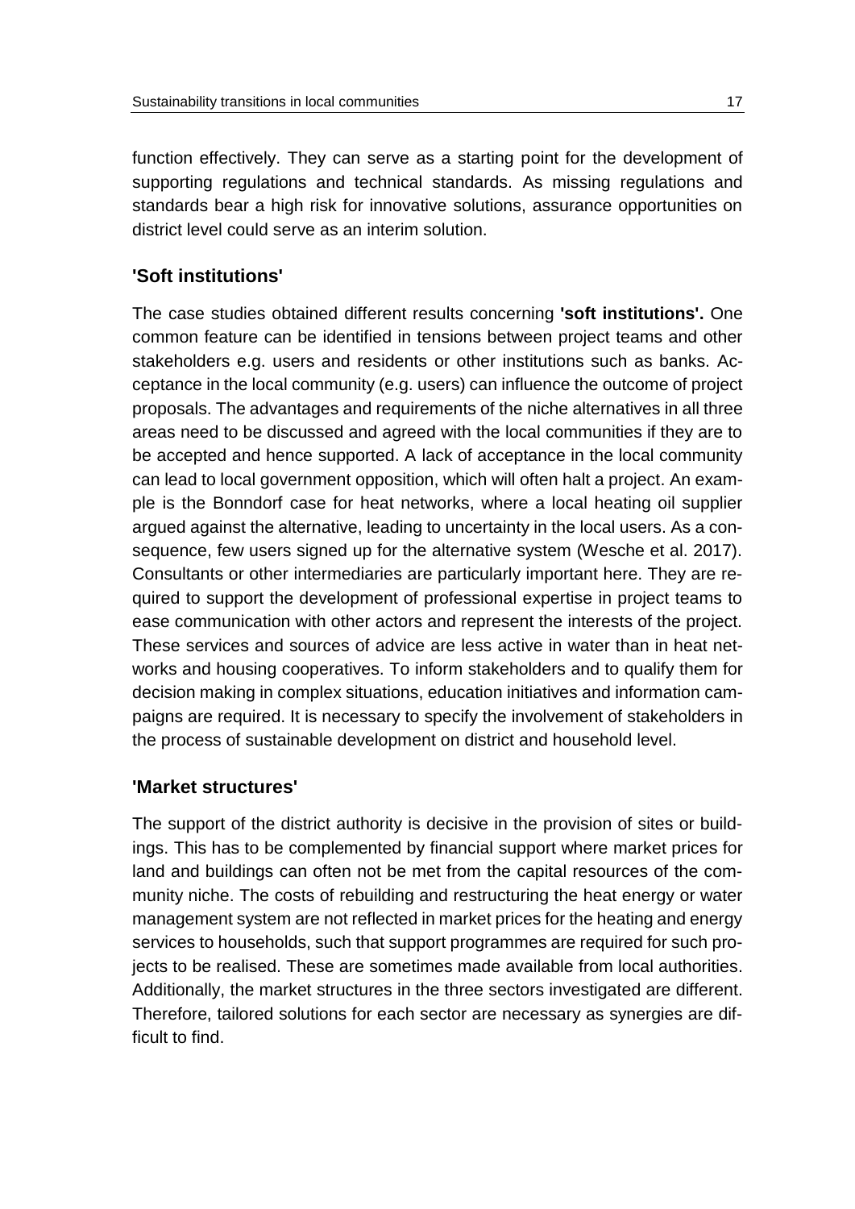function effectively. They can serve as a starting point for the development of supporting regulations and technical standards. As missing regulations and standards bear a high risk for innovative solutions, assurance opportunities on district level could serve as an interim solution.

### 'Soft institutions'

The case studies obtained different results concerning **'soft institutions'.** One common feature can be identified in tensions between project teams and other stakeholders e.g. users and residents or other institutions such as banks. Acceptance in the local community (e.g. users) can influence the outcome of project proposals. The advantages and requirements of the niche alternatives in all three areas need to be discussed and agreed with the local communities if they are to be accepted and hence supported. A lack of acceptance in the local community can lead to local government opposition, which will often halt a project. An example is the Bonndorf case for heat networks, where a local heating oil supplier argued against the alternative, leading to uncertainty in the local users. As a consequence, few users signed up for the alternative system (Wesche et al. 2017). Consultants or other intermediaries are particularly important here. They are required to support the development of professional expertise in project teams to ease communication with other actors and represent the interests of the project. These services and sources of advice are less active in water than in heat networks and housing cooperatives. To inform stakeholders and to qualify them for decision making in complex situations, education initiatives and information campaigns are required. It is necessary to specify the involvement of stakeholders in the process of sustainable development on district and household level.

### 'Market structures'

The support of the district authority is decisive in the provision of sites or buildings. This has to be complemented by financial support where market prices for land and buildings can often not be met from the capital resources of the community niche. The costs of rebuilding and restructuring the heat energy or water management system are not reflected in market prices for the heating and energy services to households, such that support programmes are required for such projects to be realised. These are sometimes made available from local authorities. Additionally, the market structures in the three sectors investigated are different. Therefore, tailored solutions for each sector are necessary as synergies are difficult to find.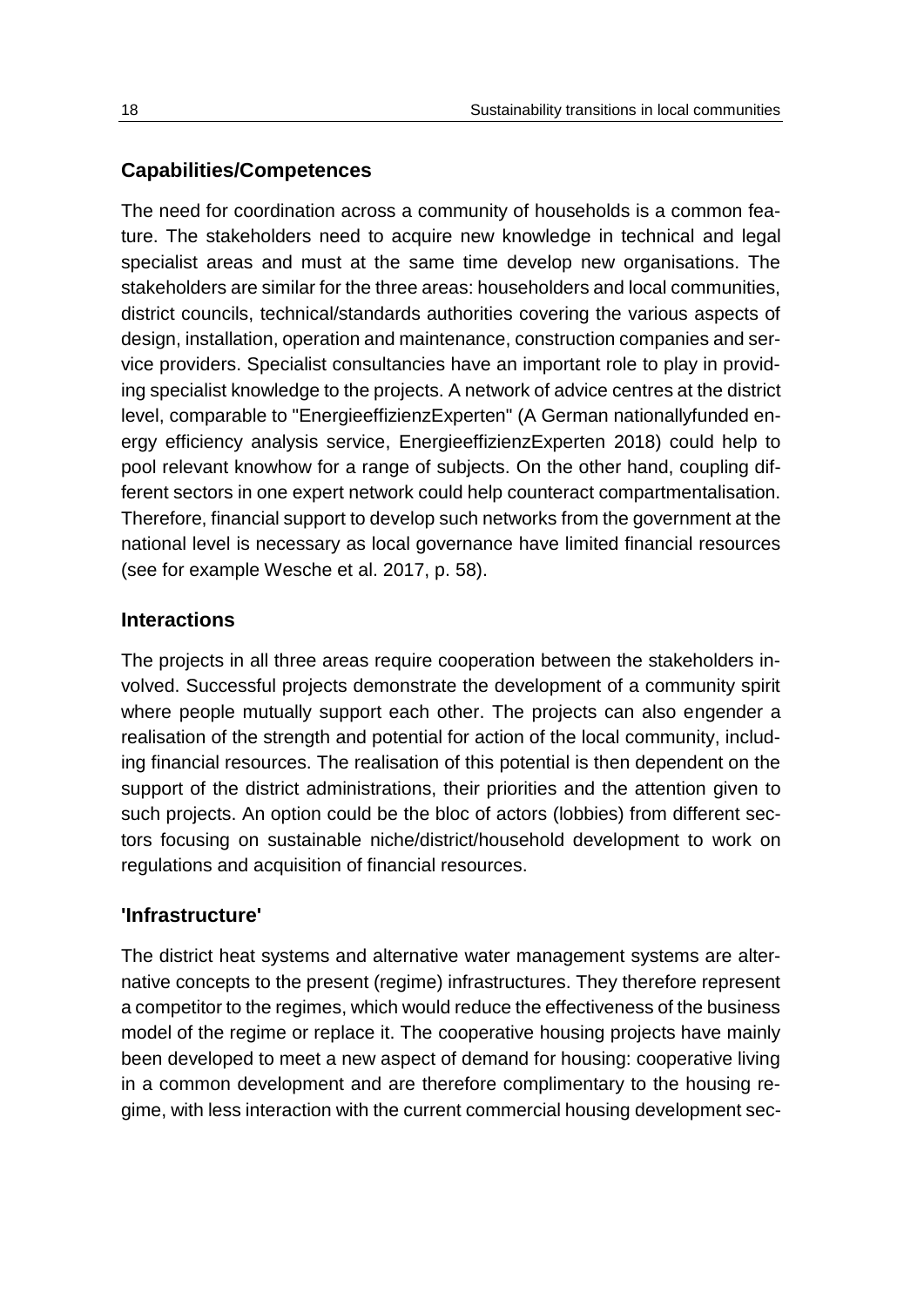## Capabilities/Competences

The need for coordination across a community of households is a common feature. The stakeholders need to acquire new knowledge in technical and legal specialist areas and must at the same time develop new organisations. The stakeholders are similar for the three areas: householders and local communities, district councils, technical/standards authorities covering the various aspects of design, installation, operation and maintenance, construction companies and service providers. Specialist consultancies have an important role to play in providing specialist knowledge to the projects. A network of advice centres at the district level, comparable to "EnergieeffizienzExperten" (A German nationallyfunded energy efficiency analysis service, EnergieeffizienzExperten 2018) could help to pool relevant knowhow for a range of subjects. On the other hand, coupling different sectors in one expert network could help counteract compartmentalisation. Therefore, financial support to develop such networks from the government at the national level is necessary as local governance have limited financial resources (see for example Wesche et al. 2017, p. 58).

## Interactions

The projects in all three areas require cooperation between the stakeholders involved. Successful projects demonstrate the development of a community spirit where people mutually support each other. The projects can also engender a realisation of the strength and potential for action of the local community, including financial resources. The realisation of this potential is then dependent on the support of the district administrations, their priorities and the attention given to such projects. An option could be the bloc of actors (lobbies) from different sectors focusing on sustainable niche/district/household development to work on regulations and acquisition of financial resources.

## 'Infrastructure'

The district heat systems and alternative water management systems are alternative concepts to the present (regime) infrastructures. They therefore represent a competitor to the regimes, which would reduce the effectiveness of the business model of the regime or replace it. The cooperative housing projects have mainly been developed to meet a new aspect of demand for housing: cooperative living in a common development and are therefore complimentary to the housing regime, with less interaction with the current commercial housing development sec-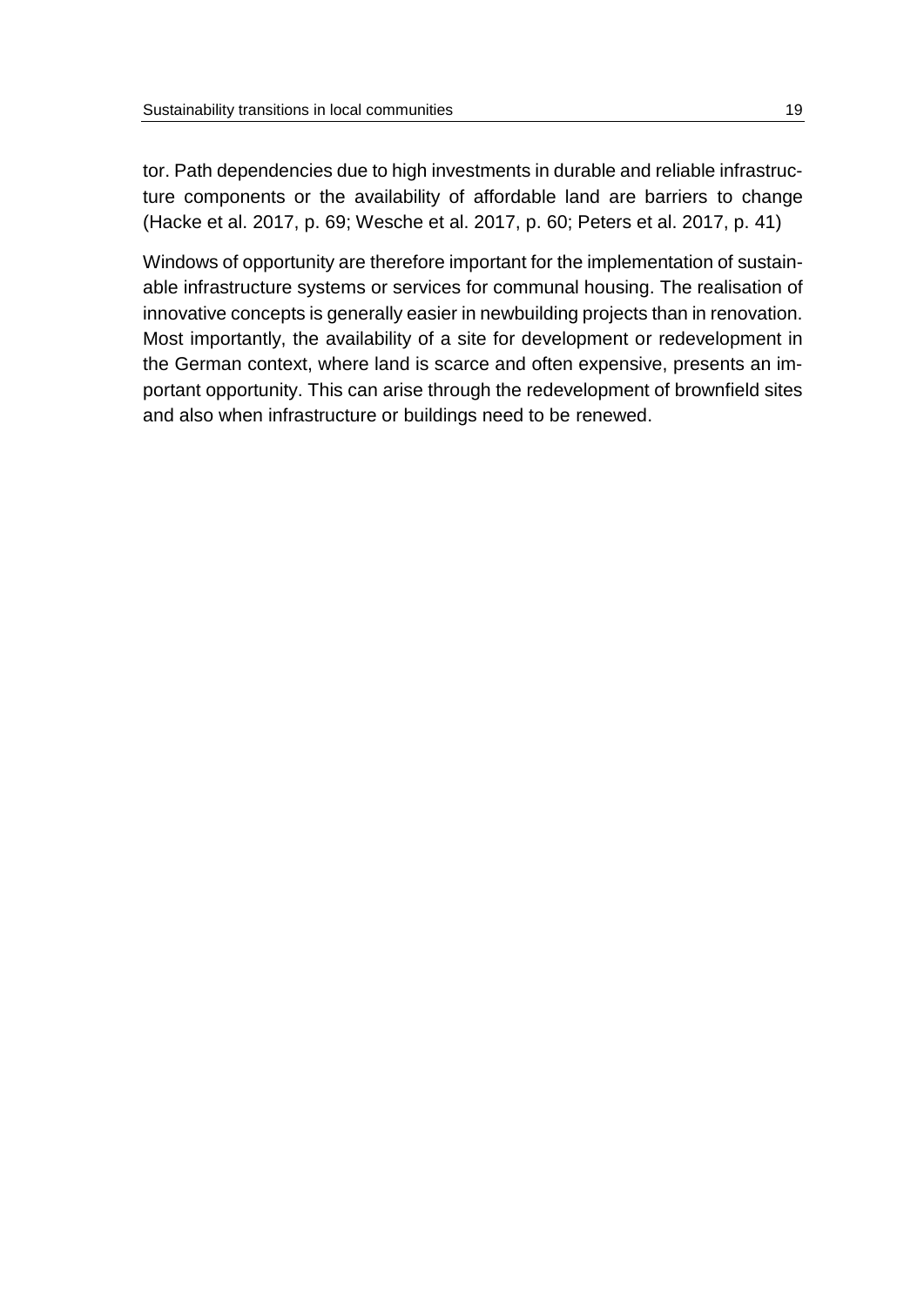tor. Path dependencies due to high investments in durable and reliable infrastructure components or the availability of affordable land are barriers to change (Hacke et al. 2017, p. 69; Wesche et al. 2017, p. 60; Peters et al. 2017, p. 41)

Windows of opportunity are therefore important for the implementation of sustainable infrastructure systems or services for communal housing. The realisation of innovative concepts is generally easier in newbuilding projects than in renovation. Most importantly, the availability of a site for development or redevelopment in the German context, where land is scarce and often expensive, presents an important opportunity. This can arise through the redevelopment of brownfield sites and also when infrastructure or buildings need to be renewed.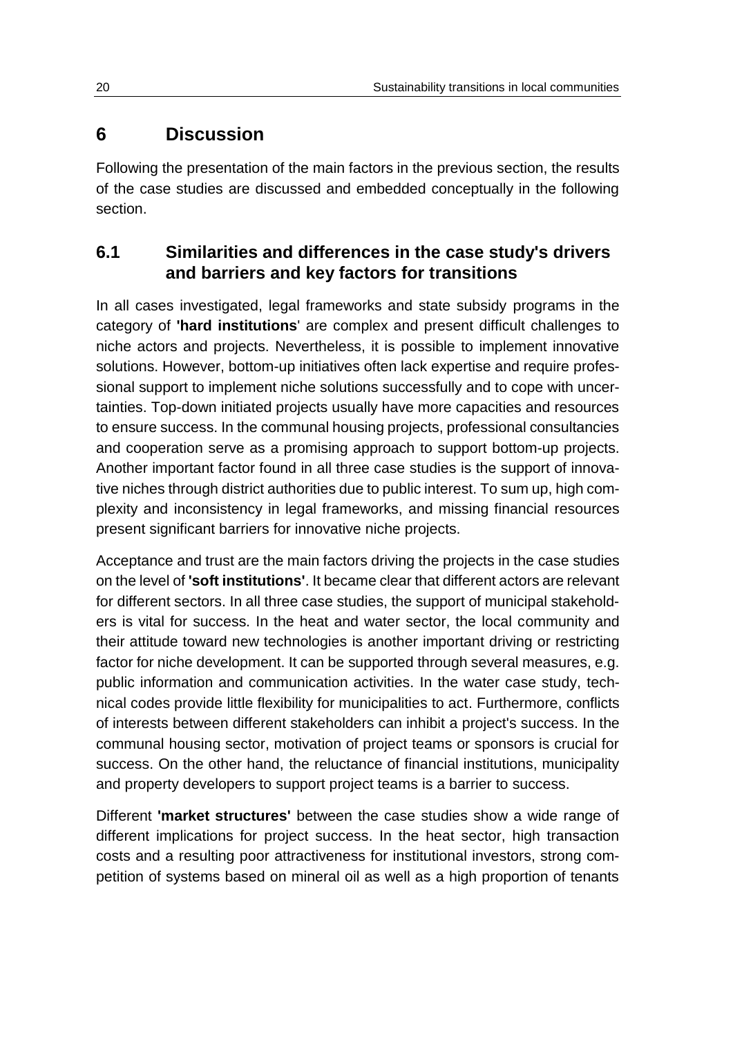# 6 Discussion

Following the presentation of the main factors in the previous section, the results of the case studies are discussed and embedded conceptually in the following section.

## 6.1 Similarities and differences in the case study's drivers and barriers and key factors for transitions

In all cases investigated, legal frameworks and state subsidy programs in the category of **'hard institutions**' are complex and present difficult challenges to niche actors and projects. Nevertheless, it is possible to implement innovative solutions. However, bottom-up initiatives often lack expertise and require professional support to implement niche solutions successfully and to cope with uncertainties. Top-down initiated projects usually have more capacities and resources to ensure success. In the communal housing projects, professional consultancies and cooperation serve as a promising approach to support bottom-up projects. Another important factor found in all three case studies is the support of innovative niches through district authorities due to public interest. To sum up, high complexity and inconsistency in legal frameworks, and missing financial resources present significant barriers for innovative niche projects.

Acceptance and trust are the main factors driving the projects in the case studies on the level of **'soft institutions'**. It became clear that different actors are relevant for different sectors. In all three case studies, the support of municipal stakeholders is vital for success. In the heat and water sector, the local community and their attitude toward new technologies is another important driving or restricting factor for niche development. It can be supported through several measures, e.g. public information and communication activities. In the water case study, technical codes provide little flexibility for municipalities to act. Furthermore, conflicts of interests between different stakeholders can inhibit a project's success. In the communal housing sector, motivation of project teams or sponsors is crucial for success. On the other hand, the reluctance of financial institutions, municipality and property developers to support project teams is a barrier to success.

Different **'market structures'** between the case studies show a wide range of different implications for project success. In the heat sector, high transaction costs and a resulting poor attractiveness for institutional investors, strong competition of systems based on mineral oil as well as a high proportion of tenants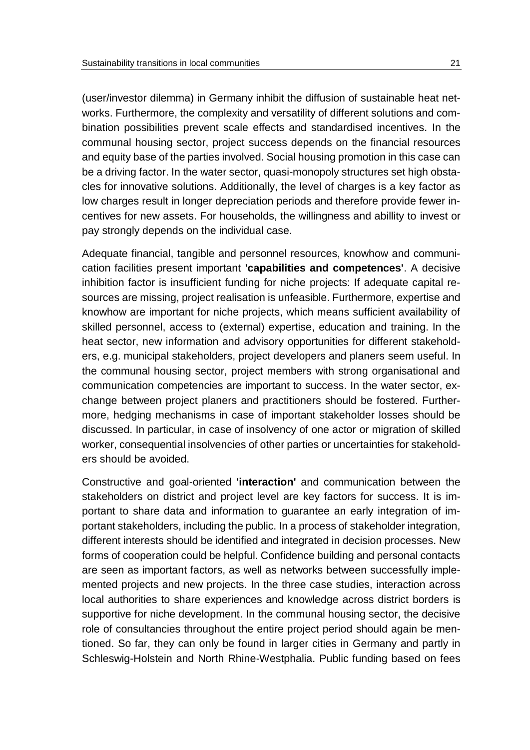(user/investor dilemma) in Germany inhibit the diffusion of sustainable heat networks. Furthermore, the complexity and versatility of different solutions and combination possibilities prevent scale effects and standardised incentives. In the communal housing sector, project success depends on the financial resources and equity base of the parties involved. Social housing promotion in this case can be a driving factor. In the water sector, quasi-monopoly structures set high obstacles for innovative solutions. Additionally, the level of charges is a key factor as low charges result in longer depreciation periods and therefore provide fewer incentives for new assets. For households, the willingness and abillity to invest or pay strongly depends on the individual case.

Adequate financial, tangible and personnel resources, knowhow and communication facilities present important **'capabilities and competences'**. A decisive inhibition factor is insufficient funding for niche projects: If adequate capital resources are missing, project realisation is unfeasible. Furthermore, expertise and knowhow are important for niche projects, which means sufficient availability of skilled personnel, access to (external) expertise, education and training. In the heat sector, new information and advisory opportunities for different stakeholders, e.g. municipal stakeholders, project developers and planers seem useful. In the communal housing sector, project members with strong organisational and communication competencies are important to success. In the water sector, exchange between project planers and practitioners should be fostered. Furthermore, hedging mechanisms in case of important stakeholder losses should be discussed. In particular, in case of insolvency of one actor or migration of skilled worker, consequential insolvencies of other parties or uncertainties for stakeholders should be avoided.

Constructive and goal-oriented **'interaction'** and communication between the stakeholders on district and project level are key factors for success. It is important to share data and information to guarantee an early integration of important stakeholders, including the public. In a process of stakeholder integration, different interests should be identified and integrated in decision processes. New forms of cooperation could be helpful. Confidence building and personal contacts are seen as important factors, as well as networks between successfully implemented projects and new projects. In the three case studies, interaction across local authorities to share experiences and knowledge across district borders is supportive for niche development. In the communal housing sector, the decisive role of consultancies throughout the entire project period should again be mentioned. So far, they can only be found in larger cities in Germany and partly in Schleswig-Holstein and North Rhine-Westphalia. Public funding based on fees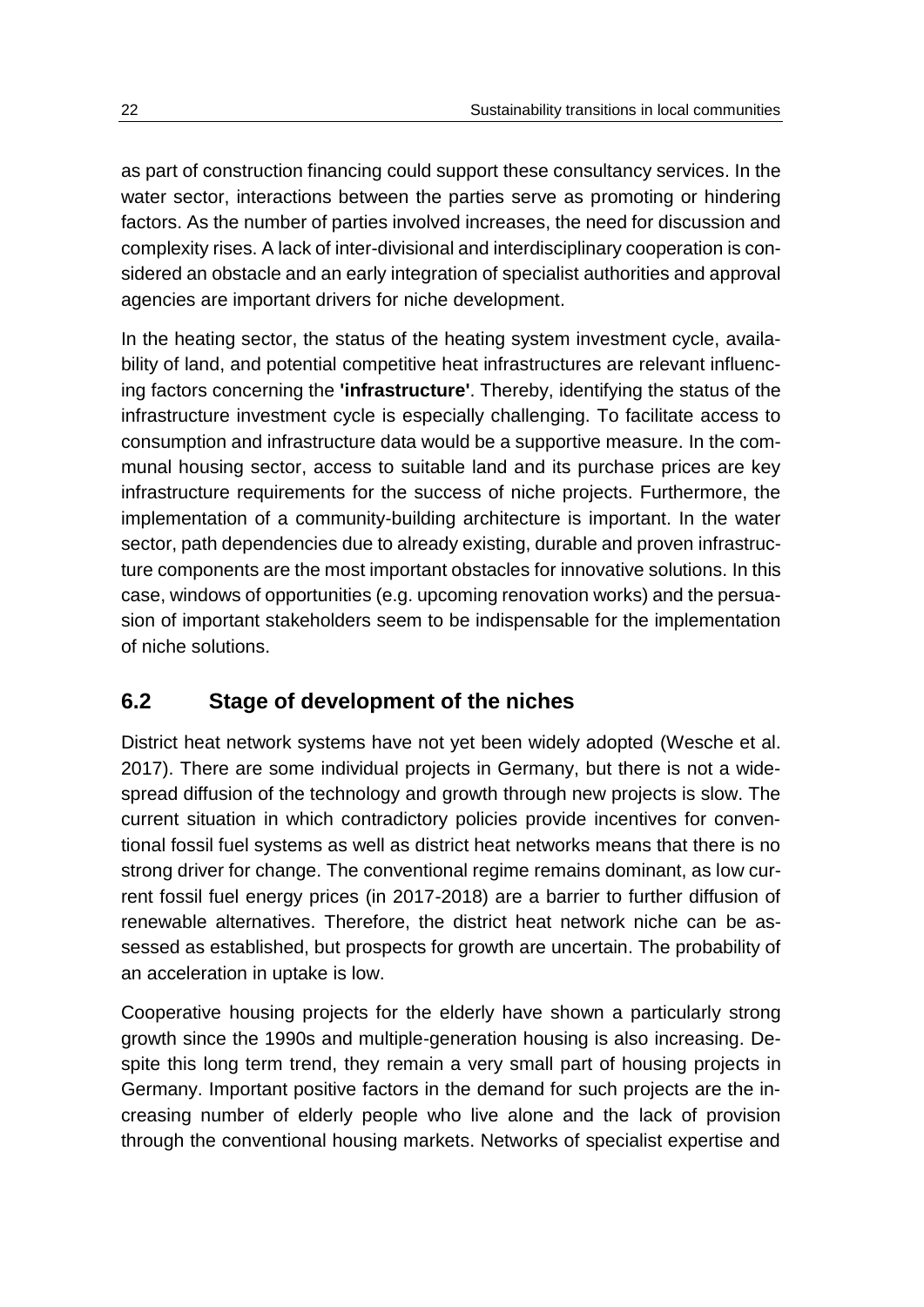as part of construction financing could support these consultancy services. In the water sector, interactions between the parties serve as promoting or hindering factors. As the number of parties involved increases, the need for discussion and complexity rises. A lack of inter-divisional and interdisciplinary cooperation is considered an obstacle and an early integration of specialist authorities and approval agencies are important drivers for niche development.

In the heating sector, the status of the heating system investment cycle, availability of land, and potential competitive heat infrastructures are relevant influencing factors concerning the **'infrastructure'**. Thereby, identifying the status of the infrastructure investment cycle is especially challenging. To facilitate access to consumption and infrastructure data would be a supportive measure. In the communal housing sector, access to suitable land and its purchase prices are key infrastructure requirements for the success of niche projects. Furthermore, the implementation of a community-building architecture is important. In the water sector, path dependencies due to already existing, durable and proven infrastructure components are the most important obstacles for innovative solutions. In this case, windows of opportunities (e.g. upcoming renovation works) and the persuasion of important stakeholders seem to be indispensable for the implementation of niche solutions.

## 6.2 Stage of development of the niches

District heat network systems have not yet been widely adopted (Wesche et al. 2017). There are some individual projects in Germany, but there is not a widespread diffusion of the technology and growth through new projects is slow. The current situation in which contradictory policies provide incentives for conventional fossil fuel systems as well as district heat networks means that there is no strong driver for change. The conventional regime remains dominant, as low current fossil fuel energy prices (in 2017-2018) are a barrier to further diffusion of renewable alternatives. Therefore, the district heat network niche can be assessed as established, but prospects for growth are uncertain. The probability of an acceleration in uptake is low.

Cooperative housing projects for the elderly have shown a particularly strong growth since the 1990s and multiple-generation housing is also increasing. Despite this long term trend, they remain a very small part of housing projects in Germany. Important positive factors in the demand for such projects are the increasing number of elderly people who live alone and the lack of provision through the conventional housing markets. Networks of specialist expertise and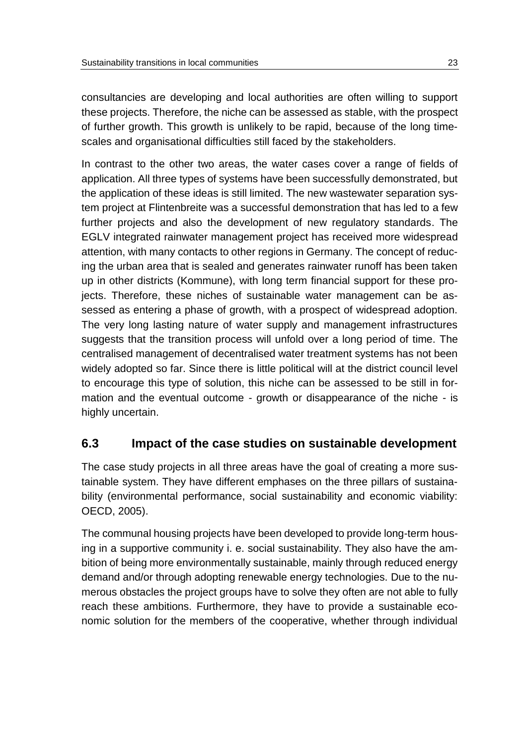consultancies are developing and local authorities are often willing to support these projects. Therefore, the niche can be assessed as stable, with the prospect of further growth. This growth is unlikely to be rapid, because of the long timescales and organisational difficulties still faced by the stakeholders.

In contrast to the other two areas, the water cases cover a range of fields of application. All three types of systems have been successfully demonstrated, but the application of these ideas is still limited. The new wastewater separation system project at Flintenbreite was a successful demonstration that has led to a few further projects and also the development of new regulatory standards. The EGLV integrated rainwater management project has received more widespread attention, with many contacts to other regions in Germany. The concept of reducing the urban area that is sealed and generates rainwater runoff has been taken up in other districts (Kommune), with long term financial support for these projects. Therefore, these niches of sustainable water management can be assessed as entering a phase of growth, with a prospect of widespread adoption. The very long lasting nature of water supply and management infrastructures suggests that the transition process will unfold over a long period of time. The centralised management of decentralised water treatment systems has not been widely adopted so far. Since there is little political will at the district council level to encourage this type of solution, this niche can be assessed to be still in formation and the eventual outcome - growth or disappearance of the niche - is highly uncertain.

## 6.3 Impact of the case studies on sustainable development

The case study projects in all three areas have the goal of creating a more sustainable system. They have different emphases on the three pillars of sustainability (environmental performance, social sustainability and economic viability: OECD, 2005).

The communal housing projects have been developed to provide long-term housing in a supportive community i. e. social sustainability. They also have the ambition of being more environmentally sustainable, mainly through reduced energy demand and/or through adopting renewable energy technologies. Due to the numerous obstacles the project groups have to solve they often are not able to fully reach these ambitions. Furthermore, they have to provide a sustainable economic solution for the members of the cooperative, whether through individual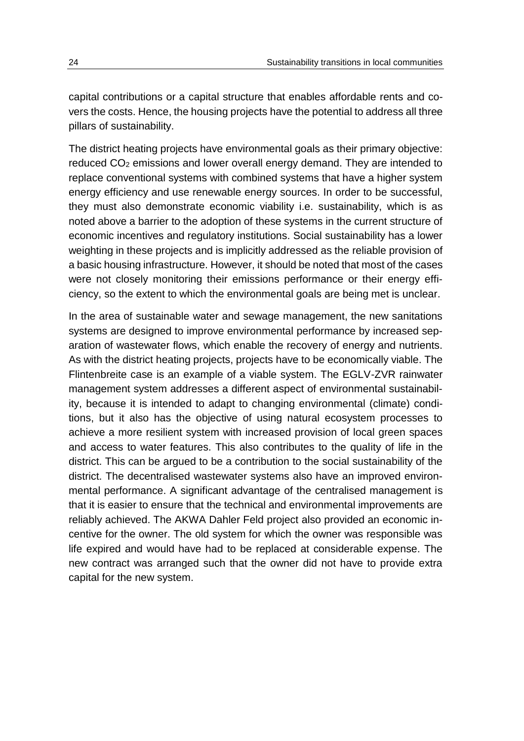capital contributions or a capital structure that enables affordable rents and covers the costs. Hence, the housing projects have the potential to address all three pillars of sustainability.

The district heating projects have environmental goals as their primary objective: reduced $CO_2$ emissions and lower overall energy demand. They are intended to replace conventional systems with combined systems that have a higher system energy efficiency and use renewable energy sources. In order to be successful, they must also demonstrate economic viability i.e. sustainability, which is as noted above a barrier to the adoption of these systems in the current structure of economic incentives and regulatory institutions. Social sustainability has a lower weighting in these projects and is implicitly addressed as the reliable provision of a basic housing infrastructure. However, it should be noted that most of the cases were not closely monitoring their emissions performance or their energy efficiency, so the extent to which the environmental goals are being met is unclear.

In the area of sustainable water and sewage management, the new sanitations systems are designed to improve environmental performance by increased separation of wastewater flows, which enable the recovery of energy and nutrients. As with the district heating projects, projects have to be economically viable. The Flintenbreite case is an example of a viable system. The EGLV-ZVR rainwater management system addresses a different aspect of environmental sustainability, because it is intended to adapt to changing environmental (climate) conditions, but it also has the objective of using natural ecosystem processes to achieve a more resilient system with increased provision of local green spaces and access to water features. This also contributes to the quality of life in the district. This can be argued to be a contribution to the social sustainability of the district. The decentralised wastewater systems also have an improved environmental performance. A significant advantage of the centralised management is that it is easier to ensure that the technical and environmental improvements are reliably achieved. The AKWA Dahler Feld project also provided an economic incentive for the owner. The old system for which the owner was responsible was life expired and would have had to be replaced at considerable expense. The new contract was arranged such that the owner did not have to provide extra capital for the new system.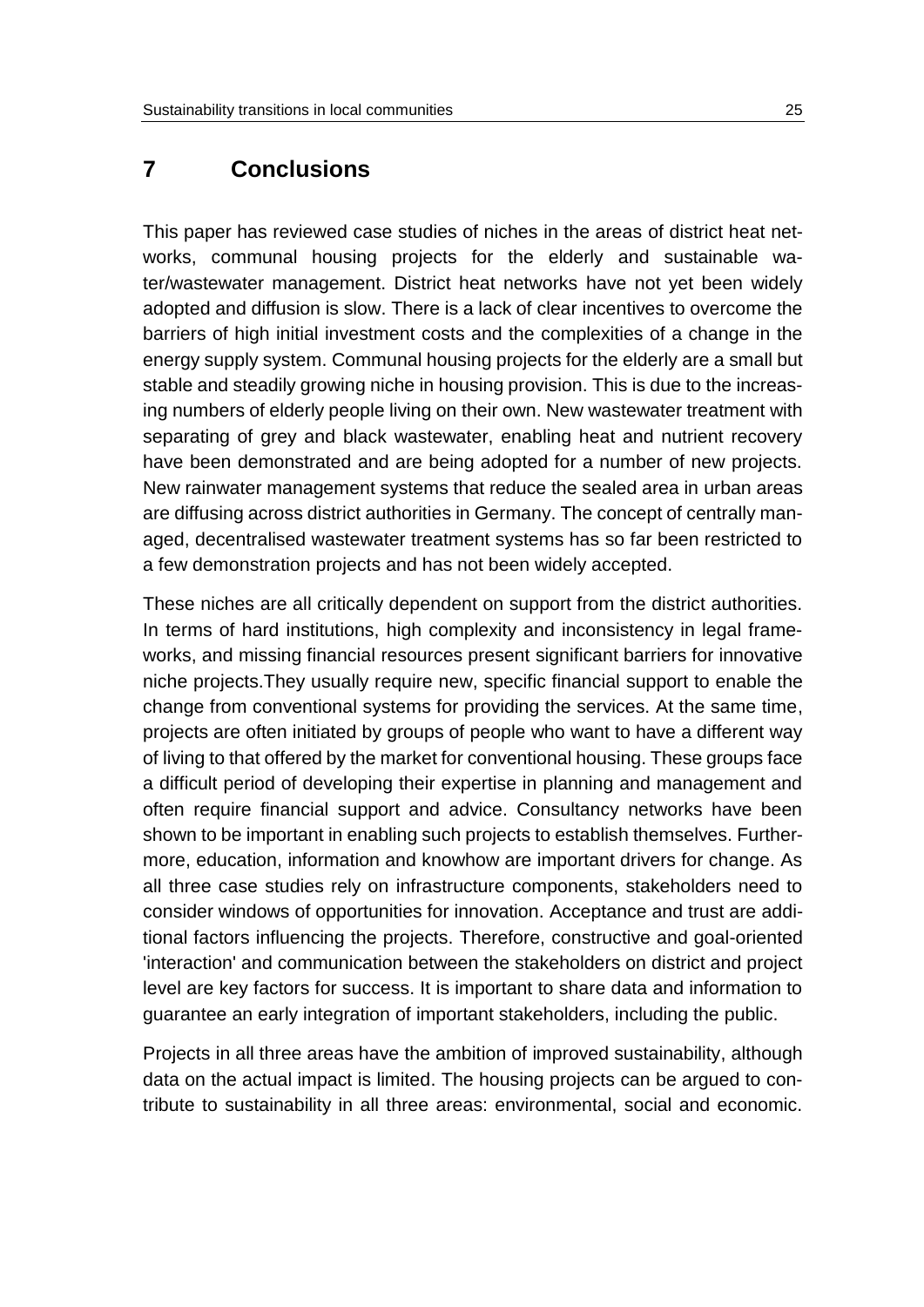# 7 Conclusions

This paper has reviewed case studies of niches in the areas of district heat networks, communal housing projects for the elderly and sustainable water/wastewater management. District heat networks have not yet been widely adopted and diffusion is slow. There is a lack of clear incentives to overcome the barriers of high initial investment costs and the complexities of a change in the energy supply system. Communal housing projects for the elderly are a small but stable and steadily growing niche in housing provision. This is due to the increasing numbers of elderly people living on their own. New wastewater treatment with separating of grey and black wastewater, enabling heat and nutrient recovery have been demonstrated and are being adopted for a number of new projects. New rainwater management systems that reduce the sealed area in urban areas are diffusing across district authorities in Germany. The concept of centrally managed, decentralised wastewater treatment systems has so far been restricted to a few demonstration projects and has not been widely accepted.

These niches are all critically dependent on support from the district authorities. In terms of hard institutions, high complexity and inconsistency in legal frameworks, and missing financial resources present significant barriers for innovative niche projects.They usually require new, specific financial support to enable the change from conventional systems for providing the services. At the same time, projects are often initiated by groups of people who want to have a different way of living to that offered by the market for conventional housing. These groups face a difficult period of developing their expertise in planning and management and often require financial support and advice. Consultancy networks have been shown to be important in enabling such projects to establish themselves. Furthermore, education, information and knowhow are important drivers for change. As all three case studies rely on infrastructure components, stakeholders need to consider windows of opportunities for innovation. Acceptance and trust are additional factors influencing the projects. Therefore, constructive and goal-oriented 'interaction' and communication between the stakeholders on district and project level are key factors for success. It is important to share data and information to guarantee an early integration of important stakeholders, including the public.

Projects in all three areas have the ambition of improved sustainability, although data on the actual impact is limited. The housing projects can be argued to contribute to sustainability in all three areas: environmental, social and economic.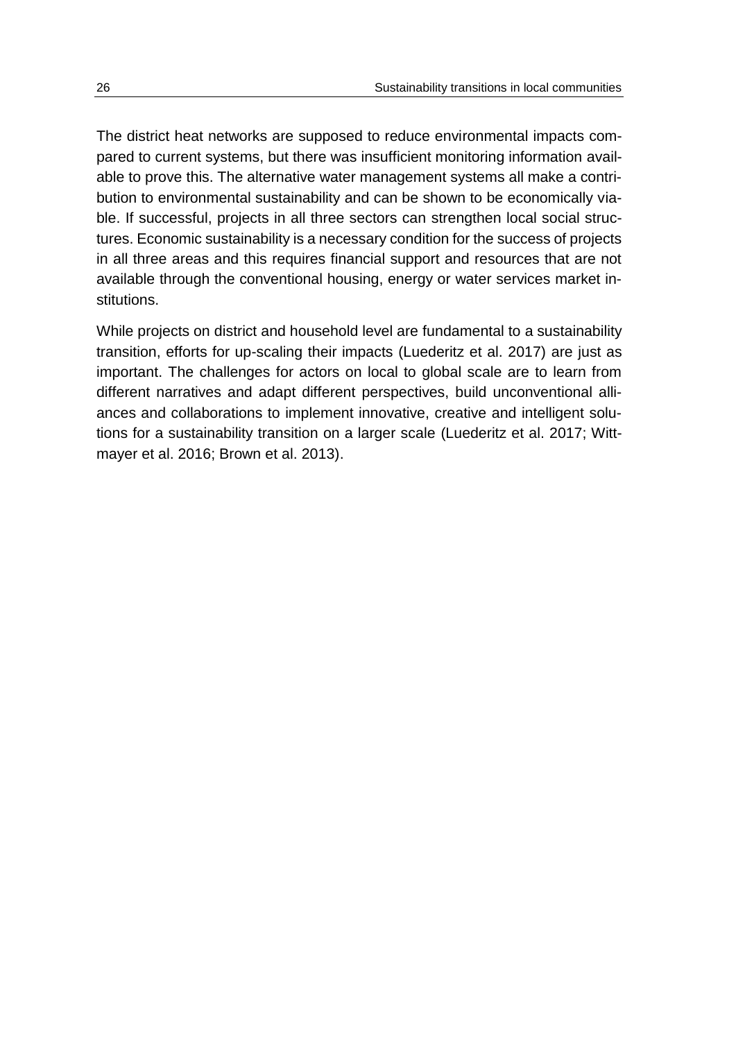The district heat networks are supposed to reduce environmental impacts compared to current systems, but there was insufficient monitoring information available to prove this. The alternative water management systems all make a contribution to environmental sustainability and can be shown to be economically viable. If successful, projects in all three sectors can strengthen local social structures. Economic sustainability is a necessary condition for the success of projects in all three areas and this requires financial support and resources that are not available through the conventional housing, energy or water services market institutions.

While projects on district and household level are fundamental to a sustainability transition, efforts for up-scaling their impacts (Luederitz et al. 2017) are just as important. The challenges for actors on local to global scale are to learn from different narratives and adapt different perspectives, build unconventional alliances and collaborations to implement innovative, creative and intelligent solutions for a sustainability transition on a larger scale (Luederitz et al. 2017; Wittmayer et al. 2016; Brown et al. 2013).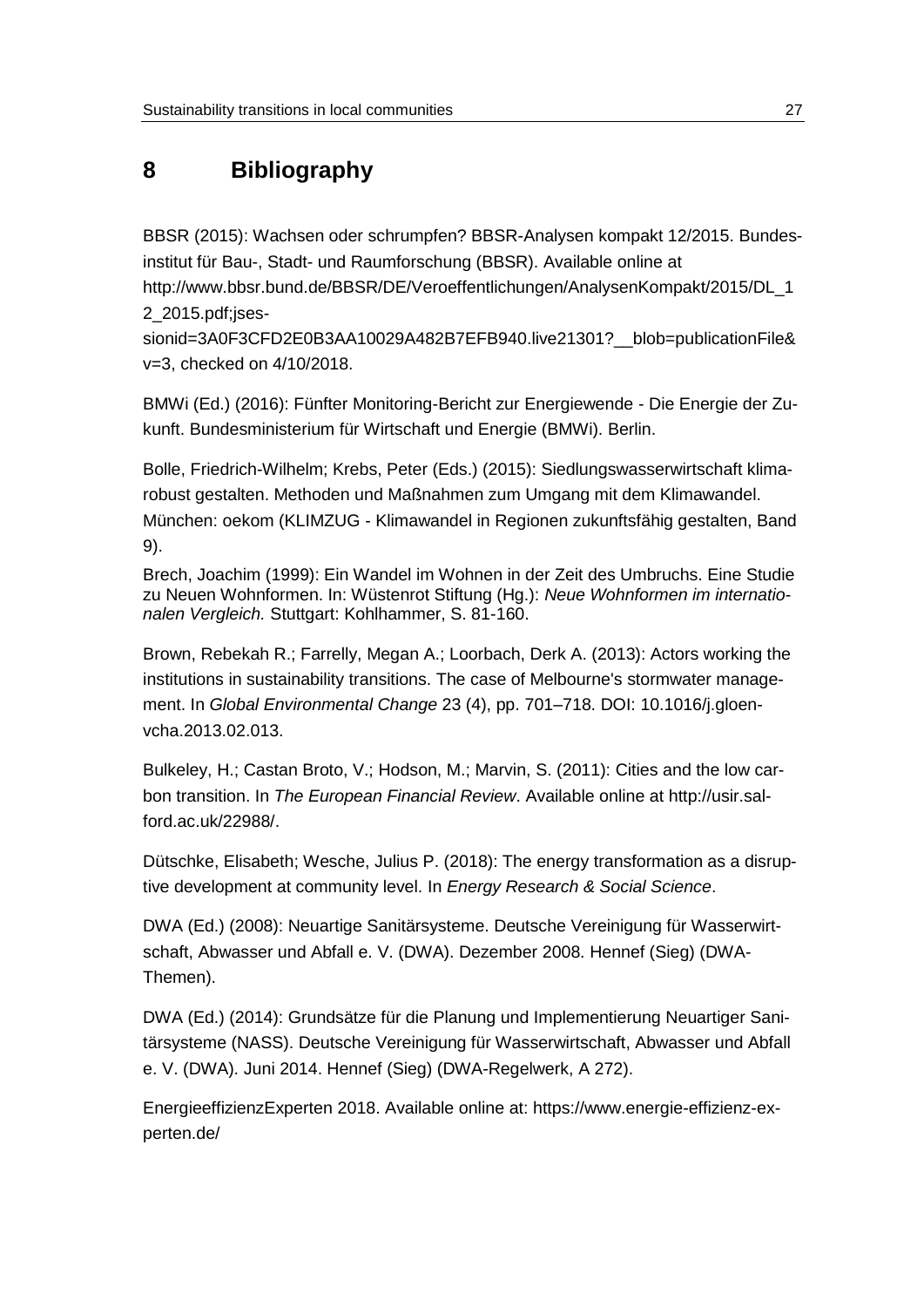# 8 Bibliography

BBSR (2015): Wachsen oder schrumpfen? BBSR-Analysen kompakt 12/2015. Bundesinstitut für Bau-, Stadt- und Raumforschung (BBSR). Available online at http://www.bbsr.bund.de/BBSR/DE/Veroeffentlichungen/AnalysenKompakt/2015/DL_12_2015.pdf;jsessionid=3A0F3CFD2E0B3AA10029A482B7EFB940.live21301?__blob=publicationFile&v=3, checked on 4/10/2018.

BMWi (Ed.) (2016): Fünfter Monitoring-Bericht zur Energiewende - Die Energie der Zukunft. Bundesministerium für Wirtschaft und Energie (BMWi). Berlin.

Bolle, Friedrich-Wilhelm; Krebs, Peter (Eds.) (2015): Siedlungswasserwirtschaft klimarobust gestalten. Methoden und Maßnahmen zum Umgang mit dem Klimawandel. München: oekom (KLIMZUG - Klimawandel in Regionen zukunftsfähig gestalten, Band 9).

Brech, Joachim (1999): Ein Wandel im Wohnen in der Zeit des Umbruchs. Eine Studie zu Neuen Wohnformen. In: Wüstenrot Stiftung (Hg.): *Neue Wohnformen im internationalen Vergleich.* Stuttgart: Kohlhammer, S. 81-160.

Brown, Rebekah R.; Farrelly, Megan A.; Loorbach, Derk A. (2013): Actors working the institutions in sustainability transitions. The case of Melbourne's stormwater management. In *Global Environmental Change* 23 (4), pp. 701–718. DOI: 10.1016/j.gloenvcha.2013.02.013.

Bulkeley, H.; Castan Broto, V.; Hodson, M.; Marvin, S. (2011): Cities and the low carbon transition. In *The European Financial Review*. Available online at http://usir.salford.ac.uk/22988/.

Dütschke, Elisabeth; Wesche, Julius P. (2018): The energy transformation as a disruptive development at community level. In *Energy Research & Social Science*.

DWA (Ed.) (2008): Neuartige Sanitärsysteme. Deutsche Vereinigung für Wasserwirtschaft, Abwasser und Abfall e. V. (DWA). Dezember 2008. Hennef (Sieg) (DWA-Themen).

DWA (Ed.) (2014): Grundsätze für die Planung und Implementierung Neuartiger Sanitärsysteme (NASS). Deutsche Vereinigung für Wasserwirtschaft, Abwasser und Abfall e. V. (DWA). Juni 2014. Hennef (Sieg) (DWA-Regelwerk, A 272).

EnergieeffizienzExperten 2018. Available online at: https://www.energie-effizienz-experten.de/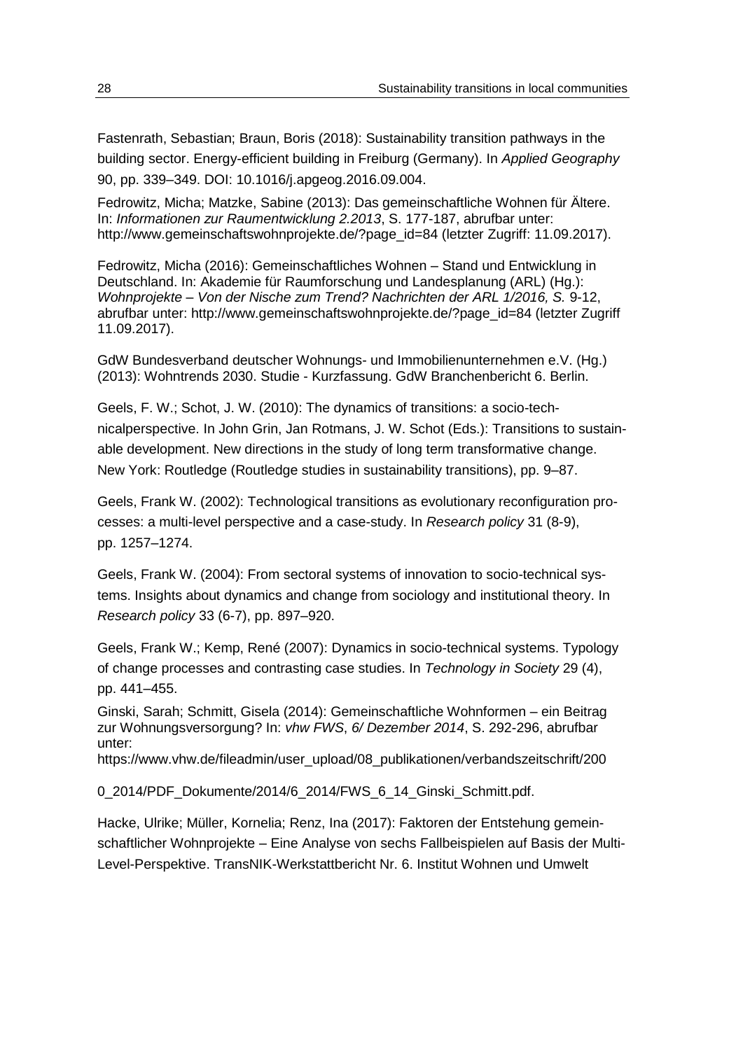Fastenrath, Sebastian; Braun, Boris (2018): Sustainability transition pathways in the building sector. Energy-efficient building in Freiburg (Germany). In *Applied Geography* 90, pp. 339–349. DOI: 10.1016/j.apgeog.2016.09.004.

Fedrowitz, Micha; Matzke, Sabine (2013): Das gemeinschaftliche Wohnen für Ältere. In: *Informationen zur Raumentwicklung 2.2013*, S. 177-187, abrufbar unter: http://www.gemeinschaftswohnprojekte.de/?page_id=84 (letzter Zugriff: 11.09.2017).

Fedrowitz, Micha (2016): Gemeinschaftliches Wohnen – Stand und Entwicklung in Deutschland. In: Akademie für Raumforschung und Landesplanung (ARL) (Hg.): *Wohnprojekte – Von der Nische zum Trend? Nachrichten der ARL 1/2016, S.* 9-12, abrufbar unter: http://www.gemeinschaftswohnprojekte.de/?page_id=84 (letzter Zugriff 11.09.2017).

GdW Bundesverband deutscher Wohnungs- und Immobilienunternehmen e.V. (Hg.) (2013): Wohntrends 2030. Studie - Kurzfassung. GdW Branchenbericht 6. Berlin.

Geels, F. W.; Schot, J. W. (2010): The dynamics of transitions: a socio-technicalperspective. In John Grin, Jan Rotmans, J. W. Schot (Eds.): Transitions to sustainable development. New directions in the study of long term transformative change. New York: Routledge (Routledge studies in sustainability transitions), pp. 9–87.

Geels, Frank W. (2002): Technological transitions as evolutionary reconfiguration processes: a multi-level perspective and a case-study. In *Research policy* 31 (8-9), pp. 1257–1274.

Geels, Frank W. (2004): From sectoral systems of innovation to socio-technical systems. Insights about dynamics and change from sociology and institutional theory. In *Research policy* 33 (6-7), pp. 897–920.

Geels, Frank W.; Kemp, René (2007): Dynamics in socio-technical systems. Typology of change processes and contrasting case studies. In *Technology in Society* 29 (4), pp. 441–455.

Ginski, Sarah; Schmitt, Gisela (2014): Gemeinschaftliche Wohnformen – ein Beitrag zur Wohnungsversorgung? In: *vhw FWS*, *6/ Dezember 2014*, S. 292-296, abrufbar unter: https://www.vhw.de/fileadmin/user_upload/08_publikationen/verbandszeitschrift/2000_2014/PDF_Dokumente/2014/6_2014/FWS_6_14_Ginski_Schmitt.pdf.

Hacke, Ulrike; Müller, Kornelia; Renz, Ina (2017): Faktoren der Entstehung gemeinschaftlicher Wohnprojekte – Eine Analyse von sechs Fallbeispielen auf Basis der Multi-Level-Perspektive. TransNIK-Werkstattbericht Nr. 6. Institut Wohnen und Umwelt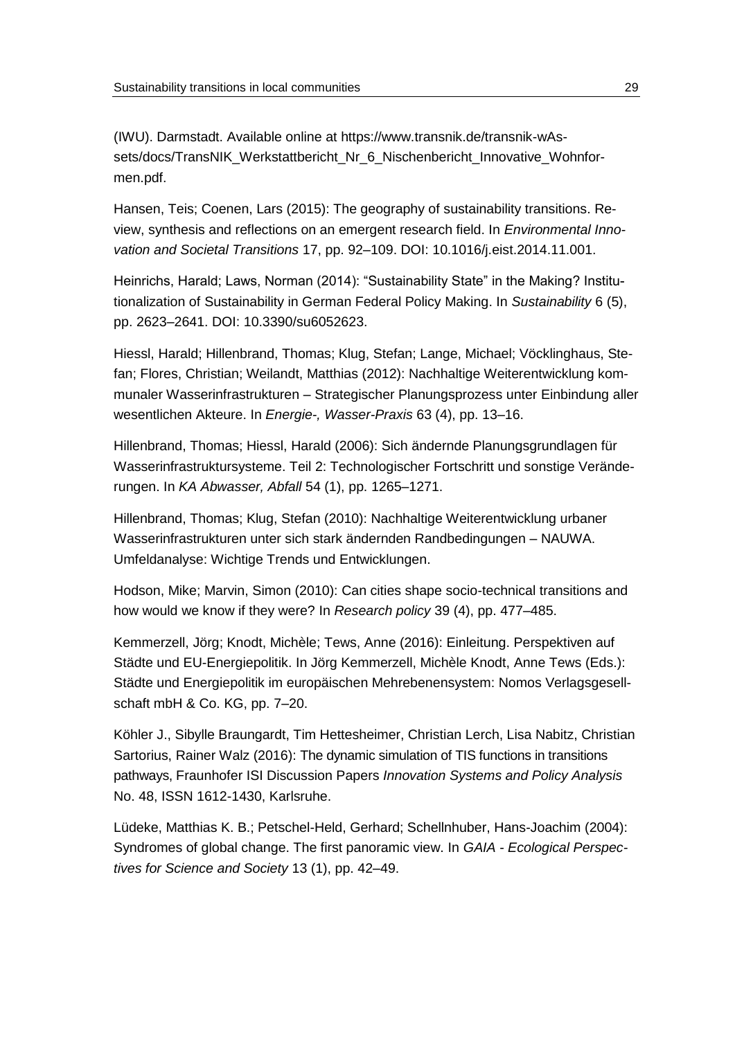(IWU). Darmstadt. Available online at https://www.transnik.de/transnik-wAssets/docs/TransNIK_Werkstattbericht_Nr_6_Nischenbericht_Innovative_Wohnformen.pdf.

Hansen, Teis; Coenen, Lars (2015): The geography of sustainability transitions. Review, synthesis and reflections on an emergent research field. In *Environmental Innovation and Societal Transitions* 17, pp. 92–109. DOI: 10.1016/j.eist.2014.11.001.

Heinrichs, Harald; Laws, Norman (2014): "Sustainability State" in the Making? Institutionalization of Sustainability in German Federal Policy Making. In *Sustainability* 6 (5), pp. 2623–2641. DOI: 10.3390/su6052623.

Hiessl, Harald; Hillenbrand, Thomas; Klug, Stefan; Lange, Michael; Vöcklinghaus, Stefan; Flores, Christian; Weilandt, Matthias (2012): Nachhaltige Weiterentwicklung kommunaler Wasserinfrastrukturen – Strategischer Planungsprozess unter Einbindung aller wesentlichen Akteure. In *Energie-, Wasser-Praxis* 63 (4), pp. 13–16.

Hillenbrand, Thomas; Hiessl, Harald (2006): Sich ändernde Planungsgrundlagen für Wasserinfrastruktursysteme. Teil 2: Technologischer Fortschritt und sonstige Veränderungen. In *KA Abwasser, Abfall* 54 (1), pp. 1265–1271.

Hillenbrand, Thomas; Klug, Stefan (2010): Nachhaltige Weiterentwicklung urbaner Wasserinfrastrukturen unter sich stark ändernden Randbedingungen – NAUWA. Umfeldanalyse: Wichtige Trends und Entwicklungen.

Hodson, Mike; Marvin, Simon (2010): Can cities shape socio-technical transitions and how would we know if they were? In *Research policy* 39 (4), pp. 477–485.

Kemmerzell, Jörg; Knodt, Michèle; Tews, Anne (2016): Einleitung. Perspektiven auf Städte und EU-Energiepolitik. In Jörg Kemmerzell, Michèle Knodt, Anne Tews (Eds.): Städte und Energiepolitik im europäischen Mehrebenensystem: Nomos Verlagsgesellschaft mbH & Co. KG, pp. 7–20.

Köhler J., Sibylle Braungardt, Tim Hettesheimer, Christian Lerch, Lisa Nabitz, Christian Sartorius, Rainer Walz (2016): The dynamic simulation of TIS functions in transitions pathways, Fraunhofer ISI Discussion Papers *Innovation Systems and Policy Analysis* No. 48, ISSN 1612-1430, Karlsruhe.

Lüdeke, Matthias K. B.; Petschel-Held, Gerhard; Schellnhuber, Hans-Joachim (2004): Syndromes of global change. The first panoramic view. In *GAIA - Ecological Perspectives for Science and Society* 13 (1), pp. 42–49.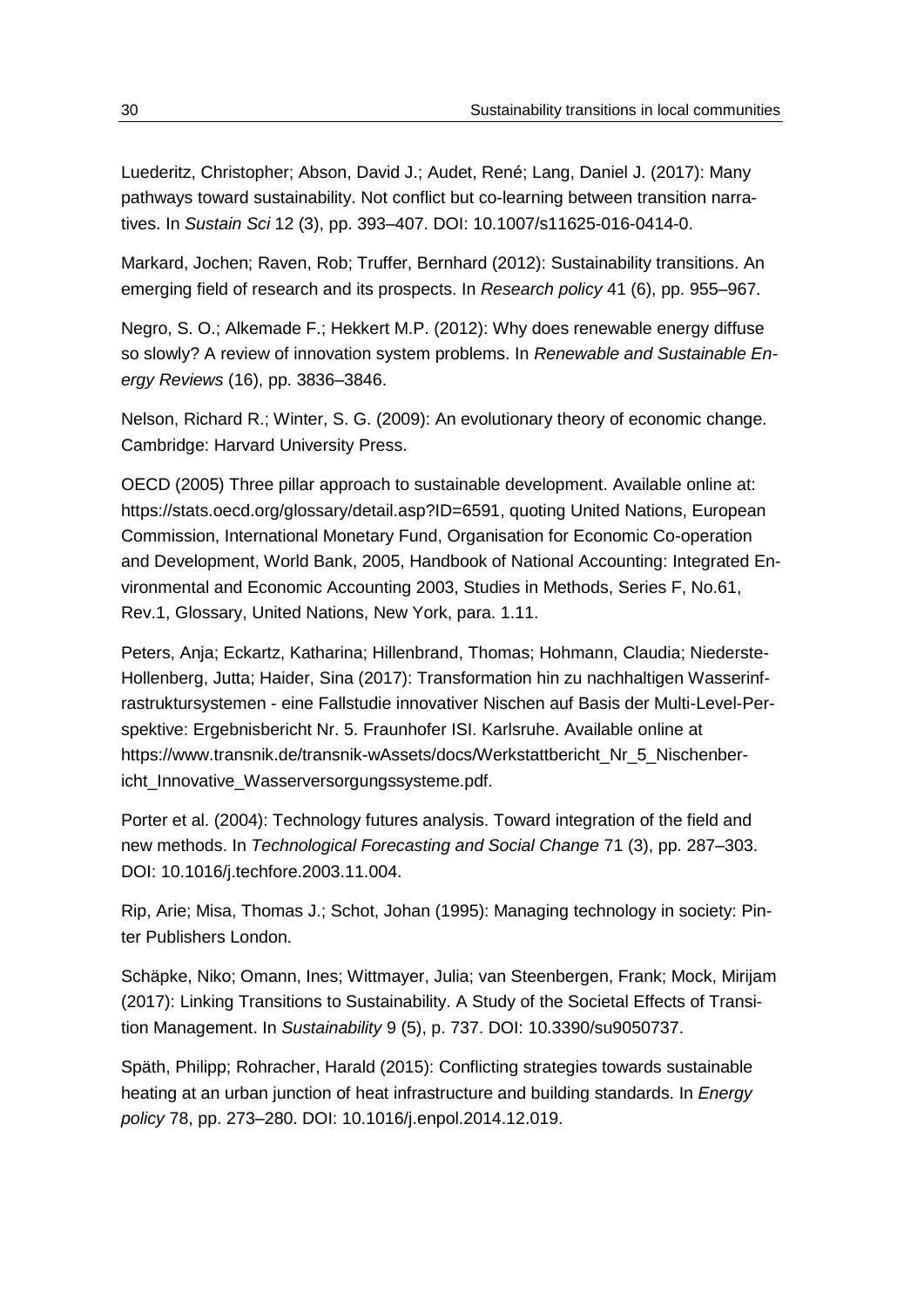Luederitz, Christopher; Abson, David J.; Audet, René; Lang, Daniel J. (2017): Many pathways toward sustainability. Not conflict but co-learning between transition narratives. In *Sustain Sci* 12 (3), pp. 393–407. DOI: 10.1007/s11625-016-0414-0.

Markard, Jochen; Raven, Rob; Truffer, Bernhard (2012): Sustainability transitions. An emerging field of research and its prospects. In *Research policy* 41 (6), pp. 955–967.

Negro, S. O.; Alkemade F.; Hekkert M.P. (2012): Why does renewable energy diffuse so slowly? A review of innovation system problems. In *Renewable and Sustainable Energy Reviews* (16), pp. 3836–3846.

Nelson, Richard R.; Winter, S. G. (2009): An evolutionary theory of economic change. Cambridge: Harvard University Press.

OECD (2005) Three pillar approach to sustainable development. Available online at: https://stats.oecd.org/glossary/detail.asp?ID=6591, quoting United Nations, European Commission, International Monetary Fund, Organisation for Economic Co-operation and Development, World Bank, 2005, Handbook of National Accounting: Integrated Environmental and Economic Accounting 2003, Studies in Methods, Series F, No.61, Rev.1, Glossary, United Nations, New York, para. 1.11.

Peters, Anja; Eckartz, Katharina; Hillenbrand, Thomas; Hohmann, Claudia; Niederste-Hollenberg, Jutta; Haider, Sina (2017): Transformation hin zu nachhaltigen Wasserinfrastruktursystemen - eine Fallstudie innovativer Nischen auf Basis der Multi-Level-Perspektive: Ergebnisbericht Nr. 5. Fraunhofer ISI. Karlsruhe. Available online at https://www.transnik.de/transnik-wAssets/docs/Werkstattbericht_Nr_5_Nischenbericht_Innovative_Wasserversorgungssysteme.pdf.

Porter et al. (2004): Technology futures analysis. Toward integration of the field and new methods. In *Technological Forecasting and Social Change* 71 (3), pp. 287–303. DOI: 10.1016/j.techfore.2003.11.004.

Rip, Arie; Misa, Thomas J.; Schot, Johan (1995): Managing technology in society: Pinter Publishers London.

Schäpke, Niko; Omann, Ines; Wittmayer, Julia; van Steenbergen, Frank; Mock, Mirijam (2017): Linking Transitions to Sustainability. A Study of the Societal Effects of Transition Management. In *Sustainability* 9 (5), p. 737. DOI: 10.3390/su9050737.

Späth, Philipp; Rohracher, Harald (2015): Conflicting strategies towards sustainable heating at an urban junction of heat infrastructure and building standards. In *Energy policy* 78, pp. 273–280. DOI: 10.1016/j.enpol.2014.12.019.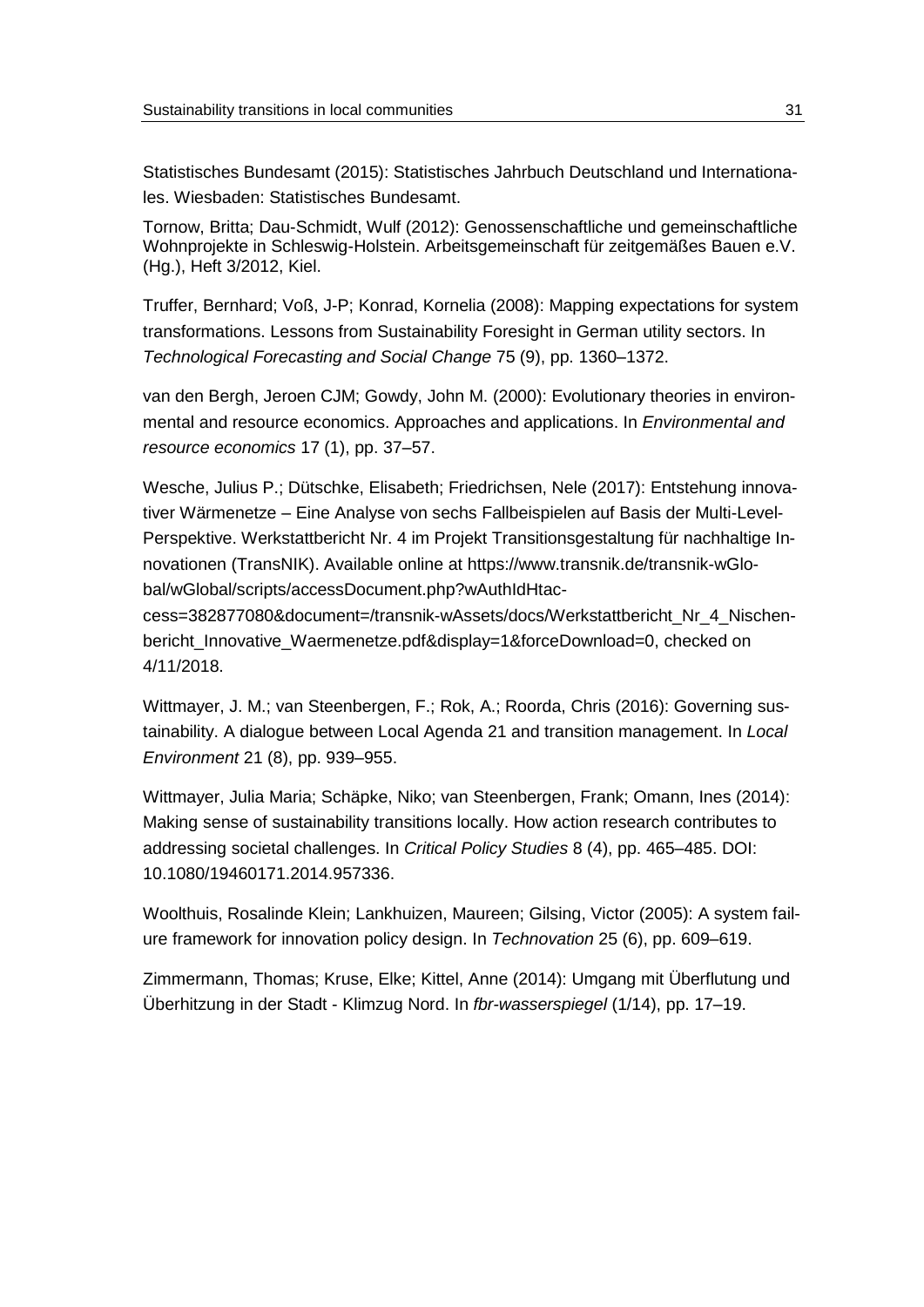Statistisches Bundesamt (2015): Statistisches Jahrbuch Deutschland und Internationales. Wiesbaden: Statistisches Bundesamt.

Tornow, Britta; Dau-Schmidt, Wulf (2012): Genossenschaftliche und gemeinschaftliche Wohnprojekte in Schleswig-Holstein. Arbeitsgemeinschaft für zeitgemäßes Bauen e.V. (Hg.), Heft 3/2012, Kiel.

Truffer, Bernhard; Voß, J-P; Konrad, Kornelia (2008): Mapping expectations for system transformations. Lessons from Sustainability Foresight in German utility sectors. In *Technological Forecasting and Social Change* 75 (9), pp. 1360–1372.

van den Bergh, Jeroen CJM; Gowdy, John M. (2000): Evolutionary theories in environmental and resource economics. Approaches and applications. In *Environmental and resource economics* 17 (1), pp. 37–57.

Wesche, Julius P.; Dütschke, Elisabeth; Friedrichsen, Nele (2017): Entstehung innovativer Wärmenetze – Eine Analyse von sechs Fallbeispielen auf Basis der Multi-Level-Perspektive. Werkstattbericht Nr. 4 im Projekt Transitionsgestaltung für nachhaltige Innovationen (TransNIK). Available online at https://www.transnik.de/transnik-wGlobal/wGlobal/scripts/accessDocument.php?wAuthIdHtaccess=382877080&document=/transnik-wAssets/docs/Werkstattbericht_Nr_4_Nischenbericht_Innovative_Waermenetze.pdf&display=1&forceDownload=0, checked on 4/11/2018.

Wittmayer, J. M.; van Steenbergen, F.; Rok, A.; Roorda, Chris (2016): Governing sustainability. A dialogue between Local Agenda 21 and transition management. In *Local Environment* 21 (8), pp. 939–955.

Wittmayer, Julia Maria; Schäpke, Niko; van Steenbergen, Frank; Omann, Ines (2014): Making sense of sustainability transitions locally. How action research contributes to addressing societal challenges. In *Critical Policy Studies* 8 (4), pp. 465–485. DOI: 10.1080/19460171.2014.957336.

Woolthuis, Rosalinde Klein; Lankhuizen, Maureen; Gilsing, Victor (2005): A system failure framework for innovation policy design. In *Technovation* 25 (6), pp. 609–619.

Zimmermann, Thomas; Kruse, Elke; Kittel, Anne (2014): Umgang mit Überflutung und Überhitzung in der Stadt - Klimzug Nord. In *fbr-wasserspiegel* (1/14), pp. 17–19.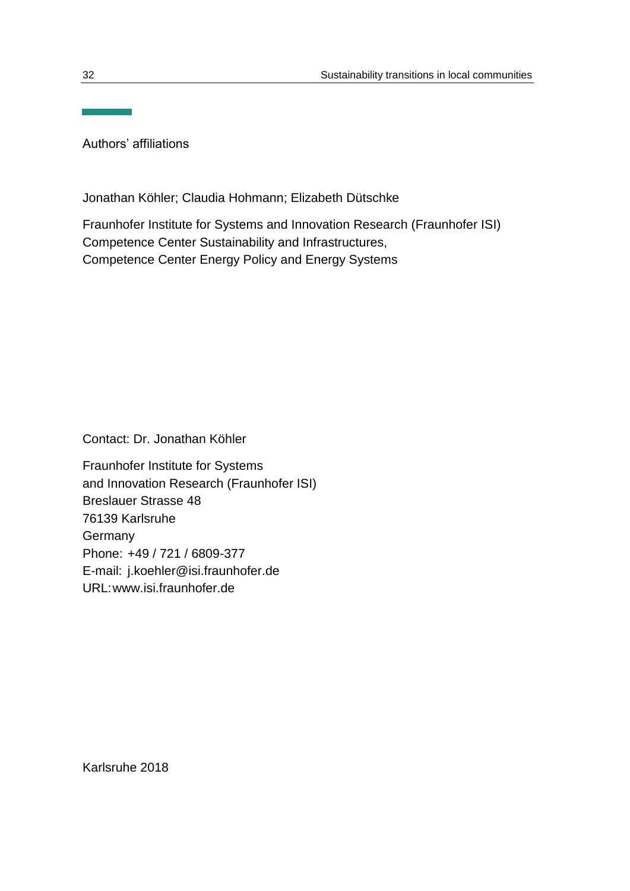Authors' affiliations

Jonathan Köhler; Claudia Hohmann; Elizabeth Dütschke

Fraunhofer Institute for Systems and Innovation Research (Fraunhofer ISI)
Competence Center Sustainability and Infrastructures,
Competence Center Energy Policy and Energy Systems

Contact: Dr. Jonathan Köhler

Fraunhofer Institute for Systems
and Innovation Research (Fraunhofer ISI)
Breslauer Strasse 48
76139 Karlsruhe
Germany
Phone: +49 / 721 / 6809-377
E-mail: j.koehler@isi.fraunhofer.de
URL: www.isi.fraunhofer.de

Karlsruhe 2018